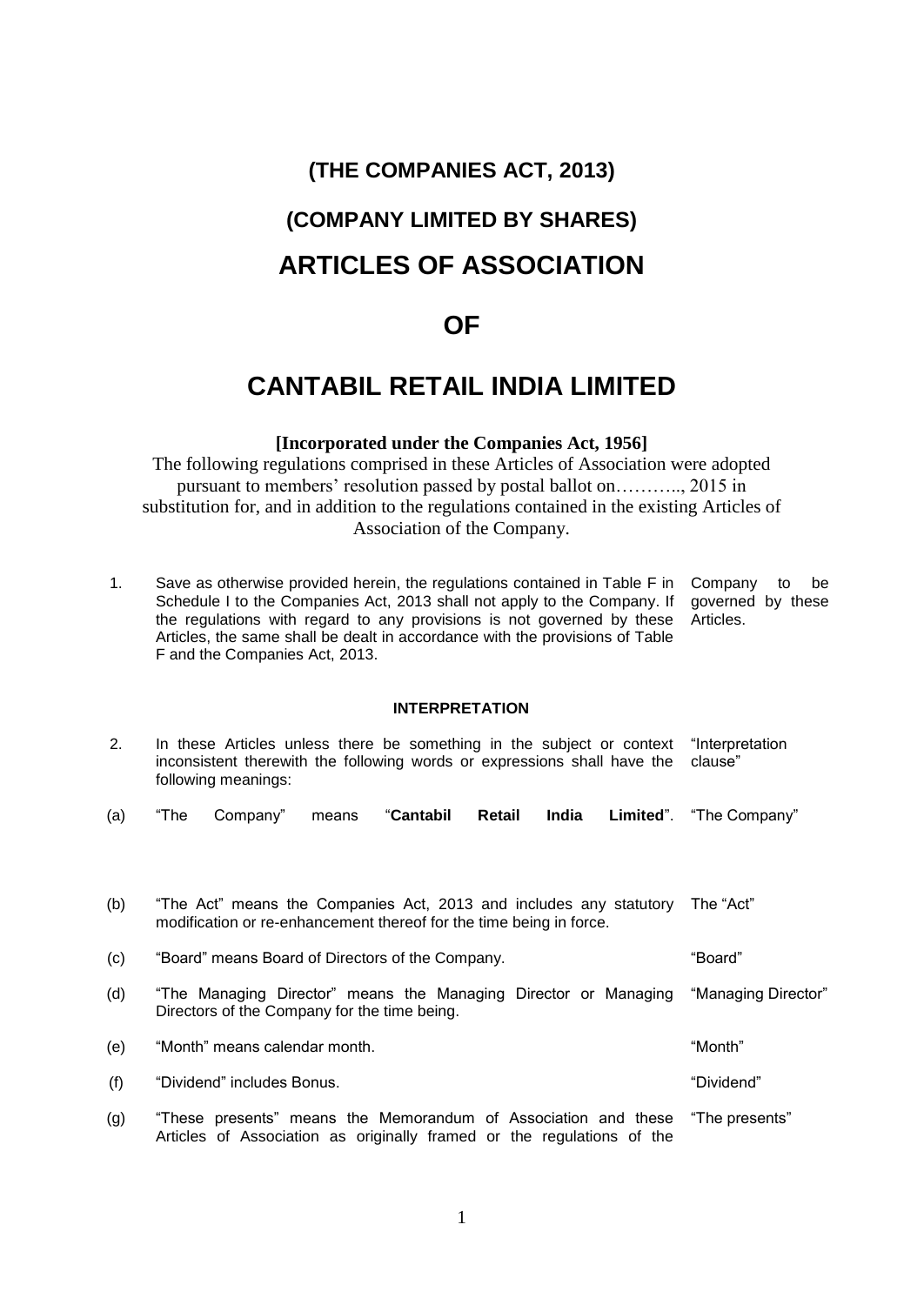# (THE COMPANIES ACT, 2013)

# (COMPANY LIMITED BY SHARES)

# ARTICLES OF ASSOCIATION

# OF

# CANTABIL RETAIL INDIA LIMITED

**[Incorporated under the Companies Act, 1956]**

The following regulations comprised in these Articles of Association were adopted pursuant to members' resolution passed by postal ballot on……….., 2015 in substitution for, and in addition to the regulations contained in the existing Articles of Association of the Company.

| | | |
|---|---|---|
| 1. | Save as otherwise provided herein, the regulations contained in Table F in Schedule I to the Companies Act, 2013 shall not apply to the Company. If the regulations with regard to any provisions is not governed by these Articles, the same shall be dealt in accordance with the provisions of Table F and the Companies Act, 2013. | Company to be governed by these Articles. |

**INTERPRETATION**

| | | |
|---|---|---|
| 2. | In these Articles unless there be something in the subject or context inconsistent therewith the following words or expressions shall have the following meanings: | "Interpretation clause" |
| (a) | "The Company" means "**Cantabil Retail India Limited**". | "The Company" |
| (b) | "The Act" means the Companies Act, 2013 and includes any statutory modification or re-enhancement thereof for the time being in force. | The "Act" |
| (c) | "Board" means Board of Directors of the Company. | "Board" |
| (d) | "The Managing Director" means the Managing Director or Managing Directors of the Company for the time being. | "Managing Director" |
| (e) | "Month" means calendar month. | "Month" |
| (f) | "Dividend" includes Bonus. | "Dividend" |
| (g) | "These presents" means the Memorandum of Association and these Articles of Association as originally framed or the regulations of the | "The presents" |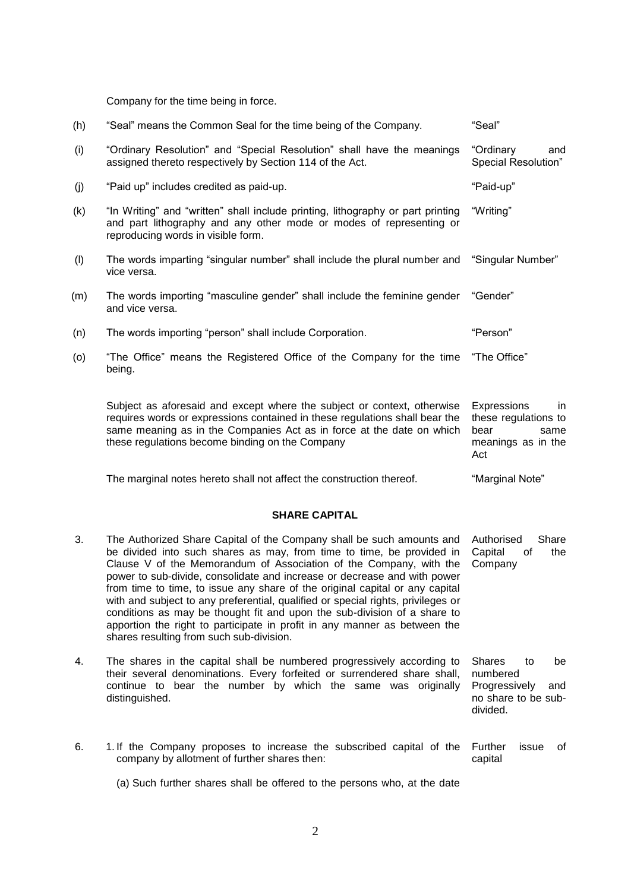Company for the time being in force.

| | | |
|---|---|---|
| (h) | "Seal" means the Common Seal for the time being of the Company. | "Seal" |
| (i) | "Ordinary Resolution" and "Special Resolution" shall have the meanings assigned thereto respectively by Section 114 of the Act. | "Ordinary and Special Resolution" |
| (j) | "Paid up" includes credited as paid-up. | "Paid-up" |
| (k) | "In Writing" and "written" shall include printing, lithography or part printing and part lithography and any other mode or modes of representing or reproducing words in visible form. | "Writing" |
| (l) | The words imparting "singular number" shall include the plural number and vice versa. | "Singular Number" |
| (m) | The words importing "masculine gender" shall include the feminine gender and vice versa. | "Gender" |
| (n) | The words importing "person" shall include Corporation. | "Person" |
| (o) | "The Office" means the Registered Office of the Company for the time being. | "The Office" |
| | Subject as aforesaid and except where the subject or context, otherwise requires words or expressions contained in these regulations shall bear the same meaning as in the Companies Act as in force at the date on which these regulations become binding on the Company | Expressions in these regulations to bear same meanings as in the Act |
| | The marginal notes hereto shall not affect the construction thereof. | "Marginal Note" |

## SHARE CAPITAL

| | | |
|---|---|---|
| 3. | The Authorized Share Capital of the Company shall be such amounts and be divided into such shares as may, from time to time, be provided in Clause V of the Memorandum of Association of the Company, with the power to sub-divide, consolidate and increase or decrease and with power from time to time, to issue any share of the original capital or any capital with and subject to any preferential, qualified or special rights, privileges or conditions as may be thought fit and upon the sub-division of a share to apportion the right to participate in profit in any manner as between the shares resulting from such sub-division. | Authorised Share Capital of the Company |
| 4. | The shares in the capital shall be numbered progressively according to their several denominations. Every forfeited or surrendered share shall, continue to bear the number by which the same was originally distinguished. | Shares to be numbered Progressively and no share to be sub-divided. |
| 6. | 1. If the Company proposes to increase the subscribed capital of the company by allotment of further shares then: | Further issue of capital |

(a) Such further shares shall be offered to the persons who, at the date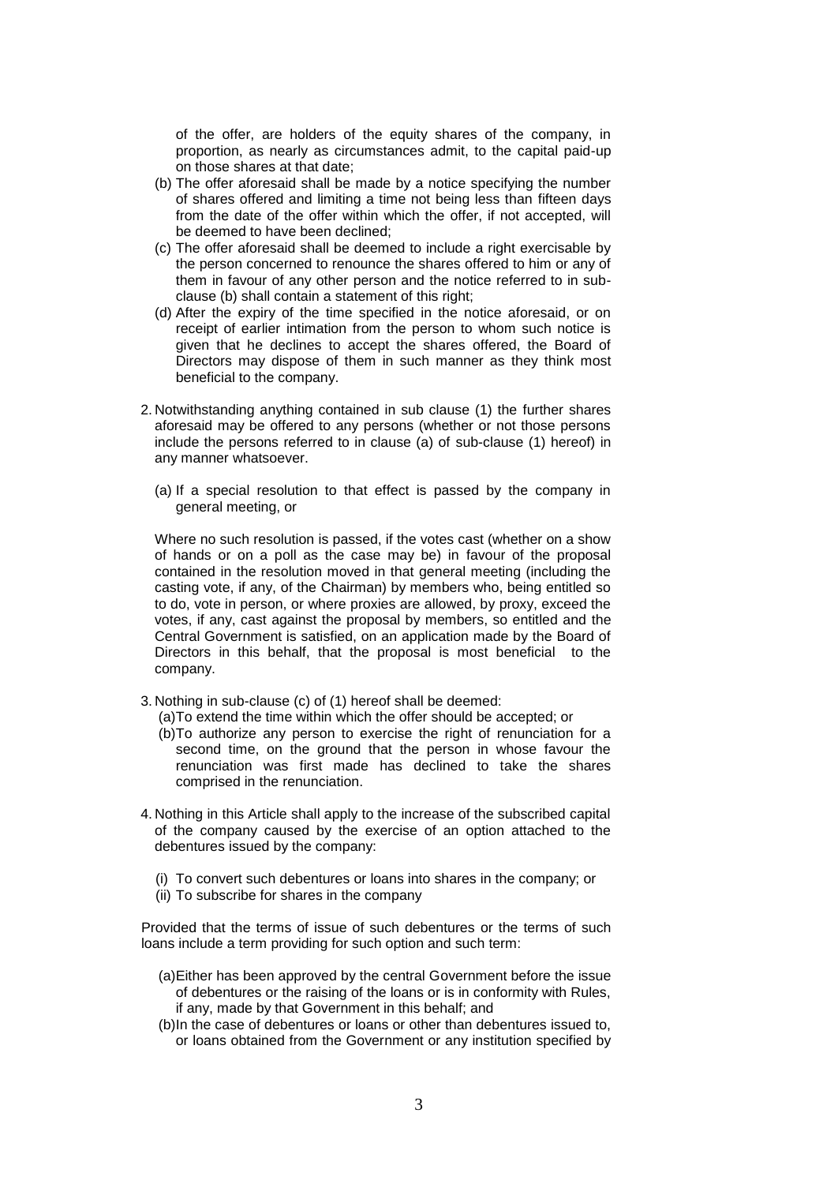of the offer, are holders of the equity shares of the company, in proportion, as nearly as circumstances admit, to the capital paid-up on those shares at that date;

(b) The offer aforesaid shall be made by a notice specifying the number of shares offered and limiting a time not being less than fifteen days from the date of the offer within which the offer, if not accepted, will be deemed to have been declined;

(c) The offer aforesaid shall be deemed to include a right exercisable by the person concerned to renounce the shares offered to him or any of them in favour of any other person and the notice referred to in sub-clause (b) shall contain a statement of this right;

(d) After the expiry of the time specified in the notice aforesaid, or on receipt of earlier intimation from the person to whom such notice is given that he declines to accept the shares offered, the Board of Directors may dispose of them in such manner as they think most beneficial to the company.

2. Notwithstanding anything contained in sub clause (1) the further shares aforesaid may be offered to any persons (whether or not those persons include the persons referred to in clause (a) of sub-clause (1) hereof) in any manner whatsoever.

   (a) If a special resolution to that effect is passed by the company in general meeting, or

   Where no such resolution is passed, if the votes cast (whether on a show of hands or on a poll as the case may be) in favour of the proposal contained in the resolution moved in that general meeting (including the casting vote, if any, of the Chairman) by members who, being entitled so to do, vote in person, or where proxies are allowed, by proxy, exceed the votes, if any, cast against the proposal by members, so entitled and the Central Government is satisfied, on an application made by the Board of Directors in this behalf, that the proposal is most beneficial to the company.

3. Nothing in sub-clause (c) of (1) hereof shall be deemed:

   (a) To extend the time within which the offer should be accepted; or

   (b) To authorize any person to exercise the right of renunciation for a second time, on the ground that the person in whose favour the renunciation was first made has declined to take the shares comprised in the renunciation.

4. Nothing in this Article shall apply to the increase of the subscribed capital of the company caused by the exercise of an option attached to the debentures issued by the company:

   (i) To convert such debentures or loans into shares in the company; or

   (ii) To subscribe for shares in the company

Provided that the terms of issue of such debentures or the terms of such loans include a term providing for such option and such term:

   (a) Either has been approved by the central Government before the issue of debentures or the raising of the loans or is in conformity with Rules, if any, made by that Government in this behalf; and

   (b) In the case of debentures or loans or other than debentures issued to, or loans obtained from the Government or any institution specified by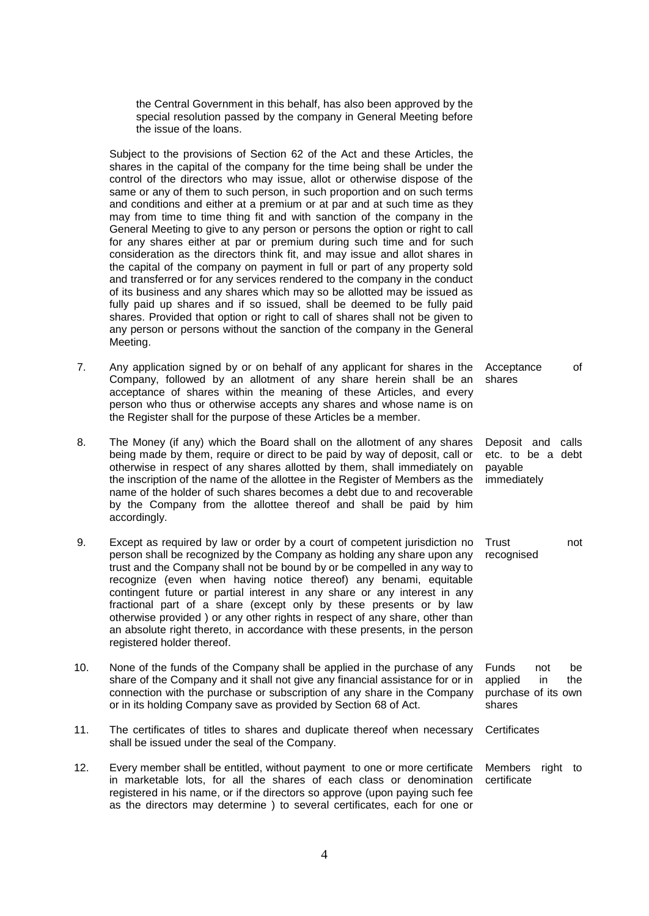the Central Government in this behalf, has also been approved by the special resolution passed by the company in General Meeting before the issue of the loans.

Subject to the provisions of Section 62 of the Act and these Articles, the shares in the capital of the company for the time being shall be under the control of the directors who may issue, allot or otherwise dispose of the same or any of them to such person, in such proportion and on such terms and conditions and either at a premium or at par and at such time as they may from time to time thing fit and with sanction of the company in the General Meeting to give to any person or persons the option or right to call for any shares either at par or premium during such time and for such consideration as the directors think fit, and may issue and allot shares in the capital of the company on payment in full or part of any property sold and transferred or for any services rendered to the company in the conduct of its business and any shares which may so be allotted may be issued as fully paid up shares and if so issued, shall be deemed to be fully paid shares. Provided that option or right to call of shares shall not be given to any person or persons without the sanction of the company in the General Meeting.

7. Any application signed by or on behalf of any applicant for shares in the Company, followed by an allotment of any share herein shall be an acceptance of shares within the meaning of these Articles, and every person who thus or otherwise accepts any shares and whose name is on the Register shall for the purpose of these Articles be a member. *Acceptance of shares*

8. The Money (if any) which the Board shall on the allotment of any shares being made by them, require or direct to be paid by way of deposit, call or otherwise in respect of any shares allotted by them, shall immediately on the inscription of the name of the allottee in the Register of Members as the name of the holder of such shares becomes a debt due to and recoverable by the Company from the allottee thereof and shall be paid by him accordingly. *Deposit and calls etc. to be a debt payable immediately*

9. Except as required by law or order by a court of competent jurisdiction no person shall be recognized by the Company as holding any share upon any trust and the Company shall not be bound by or be compelled in any way to recognize (even when having notice thereof) any benami, equitable contingent future or partial interest in any share or any interest in any fractional part of a share (except only by these presents or by law otherwise provided ) or any other rights in respect of any share, other than an absolute right thereto, in accordance with these presents, in the person registered holder thereof. *Trust not recognised*

10. None of the funds of the Company shall be applied in the purchase of any share of the Company and it shall not give any financial assistance for or in connection with the purchase or subscription of any share in the Company or in its holding Company save as provided by Section 68 of Act. *Funds not be applied in the purchase of its own shares*

11. The certificates of titles to shares and duplicate thereof when necessary shall be issued under the seal of the Company. *Certificates*

12. Every member shall be entitled, without payment to one or more certificate in marketable lots, for all the shares of each class or denomination registered in his name, or if the directors so approve (upon paying such fee as the directors may determine ) to several certificates, each for one or *Members right to certificate*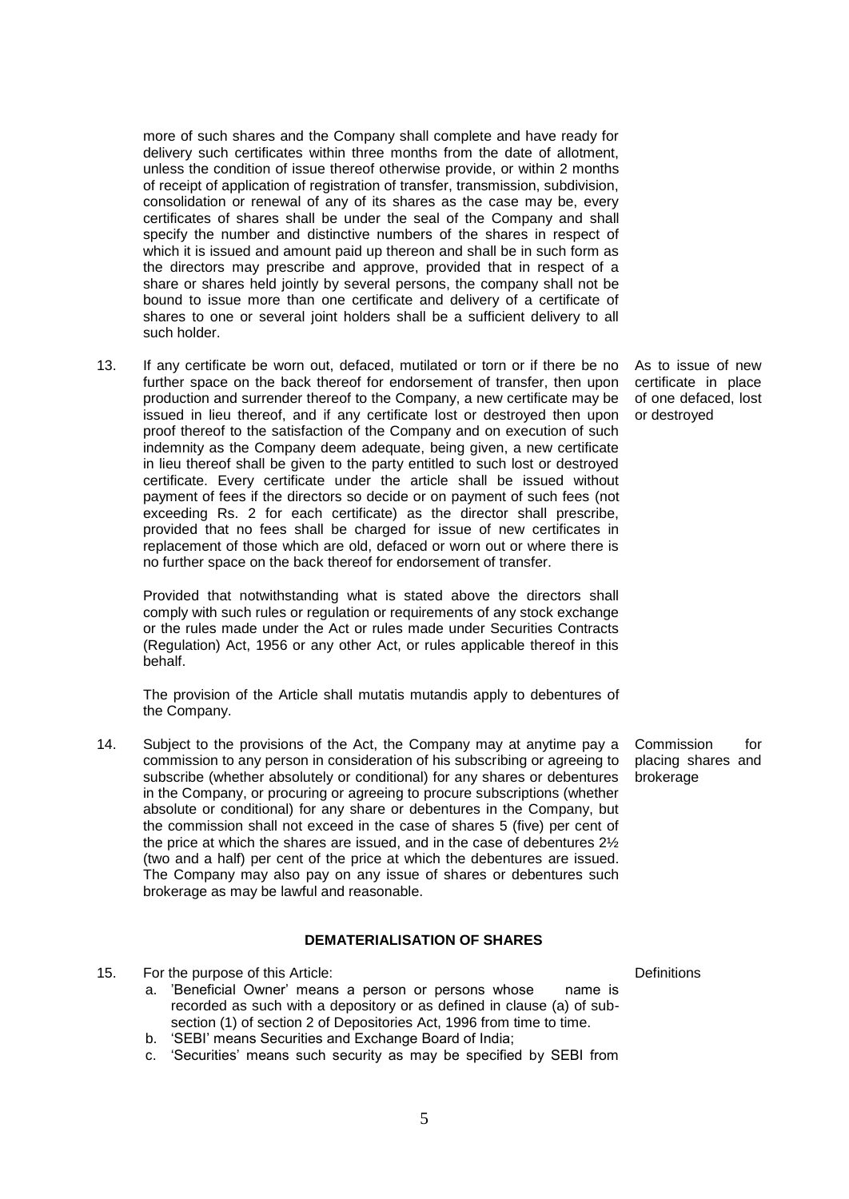more of such shares and the Company shall complete and have ready for delivery such certificates within three months from the date of allotment, unless the condition of issue thereof otherwise provide, or within 2 months of receipt of application of registration of transfer, transmission, subdivision, consolidation or renewal of any of its shares as the case may be, every certificates of shares shall be under the seal of the Company and shall specify the number and distinctive numbers of the shares in respect of which it is issued and amount paid up thereon and shall be in such form as the directors may prescribe and approve, provided that in respect of a share or shares held jointly by several persons, the company shall not be bound to issue more than one certificate and delivery of a certificate of shares to one or several joint holders shall be a sufficient delivery to all such holder.

*As to issue of new certificate in place of one defaced, lost or destroyed*

13. If any certificate be worn out, defaced, mutilated or torn or if there be no further space on the back thereof for endorsement of transfer, then upon production and surrender thereof to the Company, a new certificate may be issued in lieu thereof, and if any certificate lost or destroyed then upon proof thereof to the satisfaction of the Company and on execution of such indemnity as the Company deem adequate, being given, a new certificate in lieu thereof shall be given to the party entitled to such lost or destroyed certificate. Every certificate under the article shall be issued without payment of fees if the directors so decide or on payment of such fees (not exceeding Rs. 2 for each certificate) as the director shall prescribe, provided that no fees shall be charged for issue of new certificates in replacement of those which are old, defaced or worn out or where there is no further space on the back thereof for endorsement of transfer.

    Provided that notwithstanding what is stated above the directors shall comply with such rules or regulation or requirements of any stock exchange or the rules made under the Act or rules made under Securities Contracts (Regulation) Act, 1956 or any other Act, or rules applicable thereof in this behalf.

    The provision of the Article shall mutatis mutandis apply to debentures of the Company.

*Commission for placing shares and brokerage*

14. Subject to the provisions of the Act, the Company may at anytime pay a commission to any person in consideration of his subscribing or agreeing to subscribe (whether absolutely or conditional) for any shares or debentures in the Company, or procuring or agreeing to procure subscriptions (whether absolute or conditional) for any share or debentures in the Company, but the commission shall not exceed in the case of shares 5 (five) per cent of the price at which the shares are issued, and in the case of debentures 2½ (two and a half) per cent of the price at which the debentures are issued. The Company may also pay on any issue of shares or debentures such brokerage as may be lawful and reasonable.

## DEMATERIALISATION OF SHARES

*Definitions*

15. For the purpose of this Article:
    a. 'Beneficial Owner' means a person or persons whose name is recorded as such with a depository or as defined in clause (a) of sub-section (1) of section 2 of Depositories Act, 1996 from time to time.
    b. 'SEBI' means Securities and Exchange Board of India;
    c. 'Securities' means such security as may be specified by SEBI from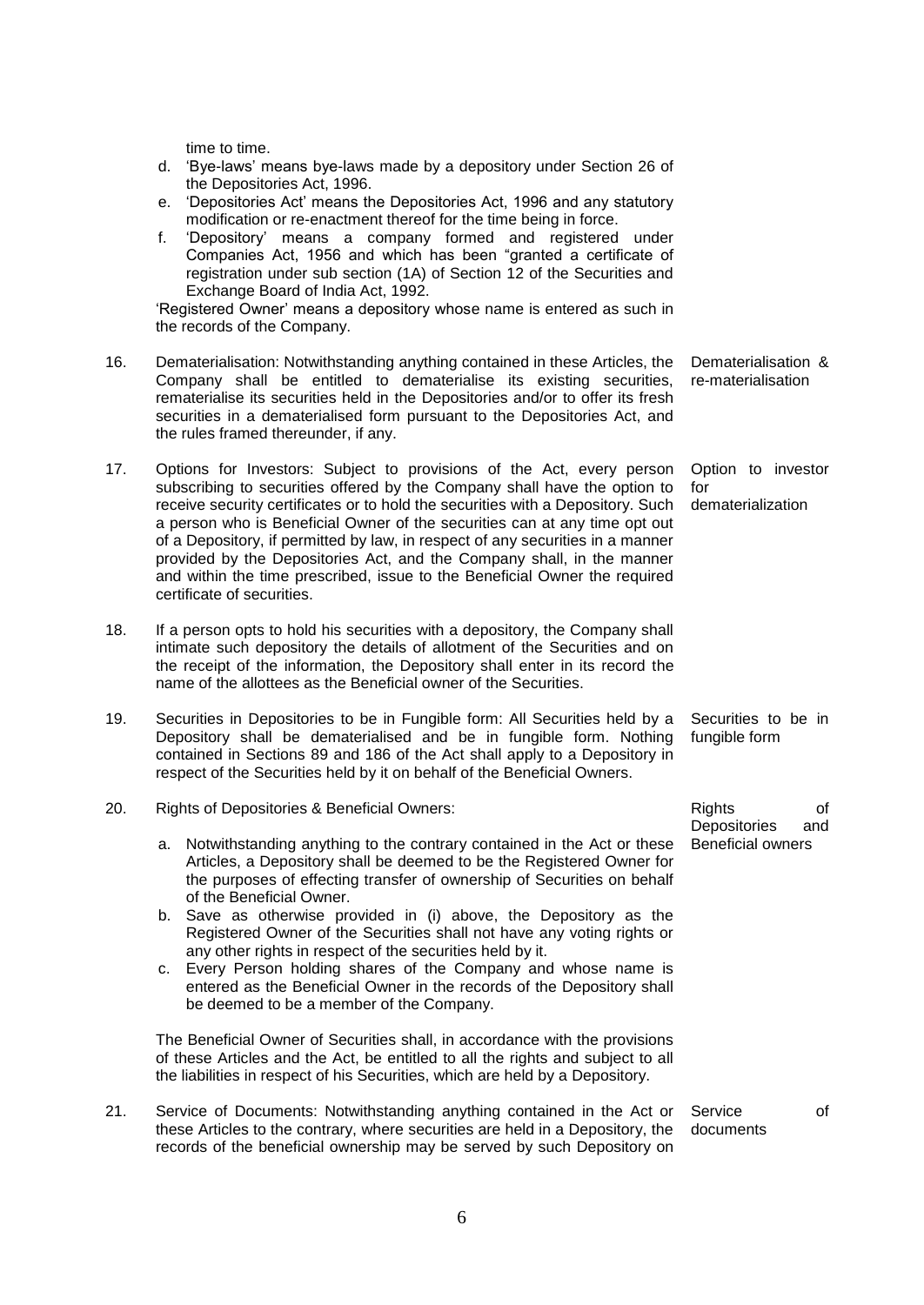time to time.

d. 'Bye-laws' means bye-laws made by a depository under Section 26 of the Depositories Act, 1996.
e. 'Depositories Act' means the Depositories Act, 1996 and any statutory modification or re-enactment thereof for the time being in force.
f. 'Depository' means a company formed and registered under Companies Act, 1956 and which has been "granted a certificate of registration under sub section (1A) of Section 12 of the Securities and Exchange Board of India Act, 1992.

'Registered Owner' means a depository whose name is entered as such in the records of the Company.

16. **Dematerialisation & re-materialisation** — Dematerialisation: Notwithstanding anything contained in these Articles, the Company shall be entitled to dematerialise its existing securities, rematerialise its securities held in the Depositories and/or to offer its fresh securities in a dematerialised form pursuant to the Depositories Act, and the rules framed thereunder, if any.

17. **Option to investor for dematerialization** — Options for Investors: Subject to provisions of the Act, every person subscribing to securities offered by the Company shall have the option to receive security certificates or to hold the securities with a Depository. Such a person who is Beneficial Owner of the securities can at any time opt out of a Depository, if permitted by law, in respect of any securities in a manner provided by the Depositories Act, and the Company shall, in the manner and within the time prescribed, issue to the Beneficial Owner the required certificate of securities.

18. If a person opts to hold his securities with a depository, the Company shall intimate such depository the details of allotment of the Securities and on the receipt of the information, the Depository shall enter in its record the name of the allottees as the Beneficial owner of the Securities.

19. **Securities to be in fungible form** — Securities in Depositories to be in Fungible form: All Securities held by a Depository shall be dematerialised and be in fungible form. Nothing contained in Sections 89 and 186 of the Act shall apply to a Depository in respect of the Securities held by it on behalf of the Beneficial Owners.

20. **Rights of Depositories and Beneficial owners** — Rights of Depositories & Beneficial Owners:

    a. Notwithstanding anything to the contrary contained in the Act or these Articles, a Depository shall be deemed to be the Registered Owner for the purposes of effecting transfer of ownership of Securities on behalf of the Beneficial Owner.
    b. Save as otherwise provided in (i) above, the Depository as the Registered Owner of the Securities shall not have any voting rights or any other rights in respect of the securities held by it.
    c. Every Person holding shares of the Company and whose name is entered as the Beneficial Owner in the records of the Depository shall be deemed to be a member of the Company.

    The Beneficial Owner of Securities shall, in accordance with the provisions of these Articles and the Act, be entitled to all the rights and subject to all the liabilities in respect of his Securities, which are held by a Depository.

21. **Service of documents** — Service of Documents: Notwithstanding anything contained in the Act or these Articles to the contrary, where securities are held in a Depository, the records of the beneficial ownership may be served by such Depository on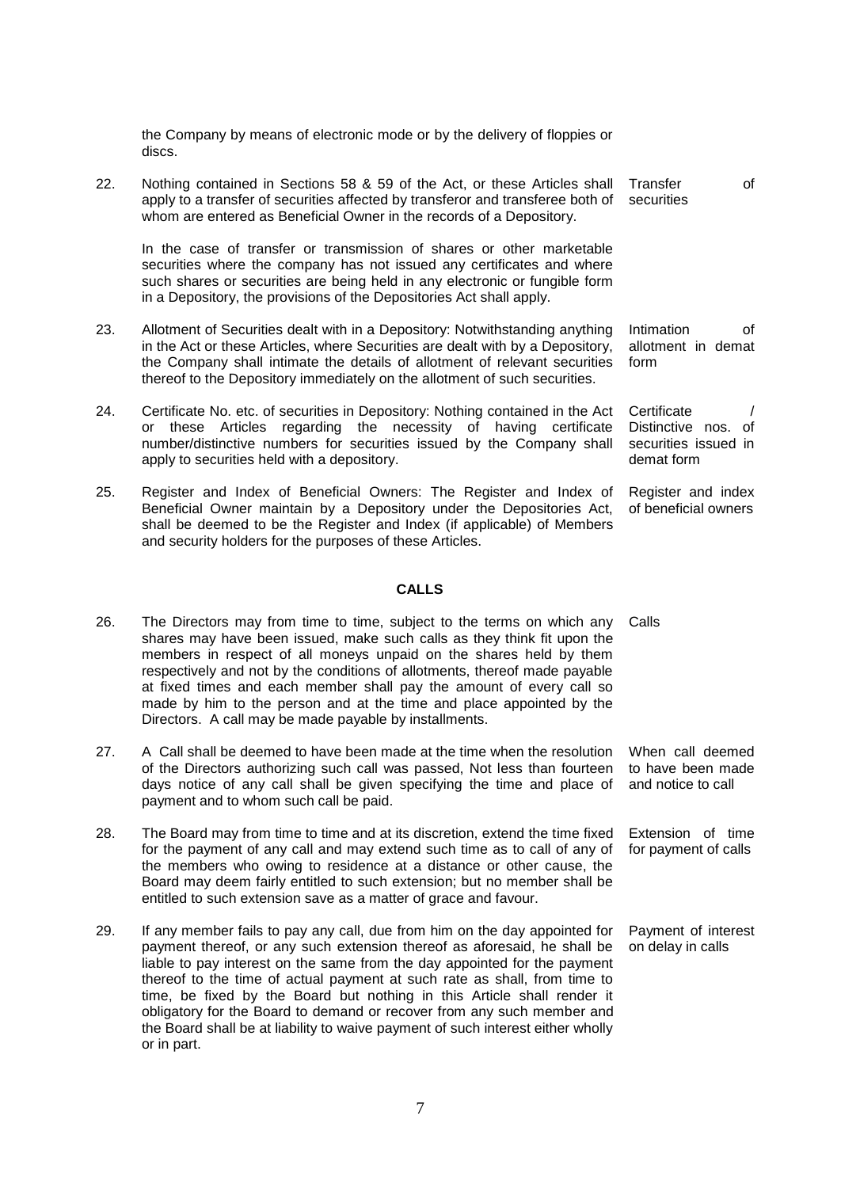the Company by means of electronic mode or by the delivery of floppies or discs.

22. Nothing contained in Sections 58 & 59 of the Act, or these Articles shall apply to a transfer of securities affected by transferor and transferee both of whom are entered as Beneficial Owner in the records of a Depository. *(Transfer of securities)*

In the case of transfer or transmission of shares or other marketable securities where the company has not issued any certificates and where such shares or securities are being held in any electronic or fungible form in a Depository, the provisions of the Depositories Act shall apply.

23. Allotment of Securities dealt with in a Depository: Notwithstanding anything in the Act or these Articles, where Securities are dealt with by a Depository, the Company shall intimate the details of allotment of relevant securities thereof to the Depository immediately on the allotment of such securities. *(Intimation of allotment in demat form)*

24. Certificate No. etc. of securities in Depository: Nothing contained in the Act or these Articles regarding the necessity of having certificate number/distinctive numbers for securities issued by the Company shall apply to securities held with a depository. *(Certificate / Distinctive nos. of securities issued in demat form)*

25. Register and Index of Beneficial Owners: The Register and Index of Beneficial Owner maintain by a Depository under the Depositories Act, shall be deemed to be the Register and Index (if applicable) of Members and security holders for the purposes of these Articles. *(Register and index of beneficial owners)*

## CALLS

26. The Directors may from time to time, subject to the terms on which any shares may have been issued, make such calls as they think fit upon the members in respect of all moneys unpaid on the shares held by them respectively and not by the conditions of allotments, thereof made payable at fixed times and each member shall pay the amount of every call so made by him to the person and at the time and place appointed by the Directors. A call may be made payable by installments. *(Calls)*

27. A Call shall be deemed to have been made at the time when the resolution of the Directors authorizing such call was passed, Not less than fourteen days notice of any call shall be given specifying the time and place of payment and to whom such call be paid. *(When call deemed to have been made and notice to call)*

28. The Board may from time to time and at its discretion, extend the time fixed for the payment of any call and may extend such time as to call of any of the members who owing to residence at a distance or other cause, the Board may deem fairly entitled to such extension; but no member shall be entitled to such extension save as a matter of grace and favour. *(Extension of time for payment of calls)*

29. If any member fails to pay any call, due from him on the day appointed for payment thereof, or any such extension thereof as aforesaid, he shall be liable to pay interest on the same from the day appointed for the payment thereof to the time of actual payment at such rate as shall, from time to time, be fixed by the Board but nothing in this Article shall render it obligatory for the Board to demand or recover from any such member and the Board shall be at liability to waive payment of such interest either wholly or in part. *(Payment of interest on delay in calls)*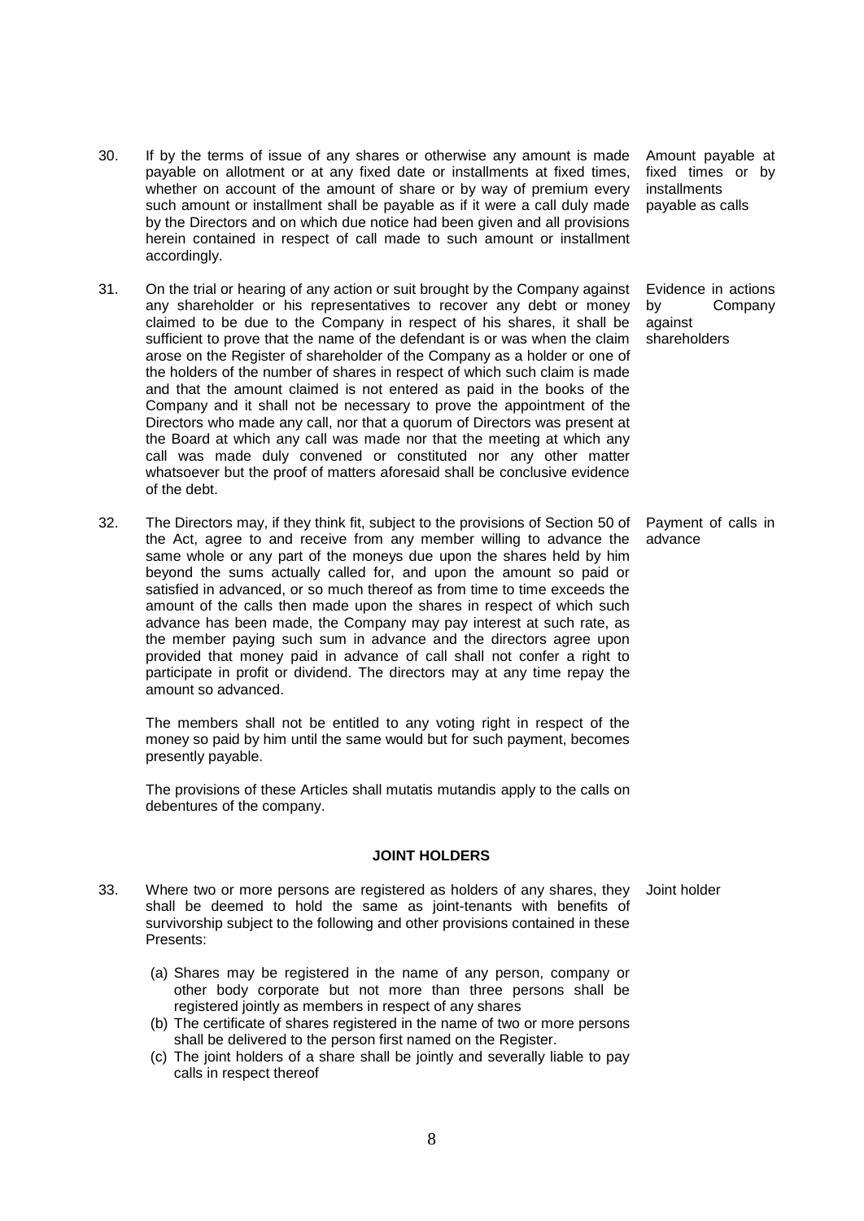30. If by the terms of issue of any shares or otherwise any amount is made payable on allotment or at any fixed date or installments at fixed times, whether on account of the amount of share or by way of premium every such amount or installment shall be payable as if it were a call duly made by the Directors and on which due notice had been given and all provisions herein contained in respect of call made to such amount or installment accordingly.

*Amount payable at fixed times or by installments payable as calls*

31. On the trial or hearing of any action or suit brought by the Company against any shareholder or his representatives to recover any debt or money claimed to be due to the Company in respect of his shares, it shall be sufficient to prove that the name of the defendant is or was when the claim arose on the Register of shareholder of the Company as a holder or one of the holders of the number of shares in respect of which such claim is made and that the amount claimed is not entered as paid in the books of the Company and it shall not be necessary to prove the appointment of the Directors who made any call, nor that a quorum of Directors was present at the Board at which any call was made nor that the meeting at which any call was made duly convened or constituted nor any other matter whatsoever but the proof of matters aforesaid shall be conclusive evidence of the debt.

*Evidence in actions by Company against shareholders*

32. The Directors may, if they think fit, subject to the provisions of Section 50 of the Act, agree to and receive from any member willing to advance the same whole or any part of the moneys due upon the shares held by him beyond the sums actually called for, and upon the amount so paid or satisfied in advanced, or so much thereof as from time to time exceeds the amount of the calls then made upon the shares in respect of which such advance has been made, the Company may pay interest at such rate, as the member paying such sum in advance and the directors agree upon provided that money paid in advance of call shall not confer a right to participate in profit or dividend. The directors may at any time repay the amount so advanced.

*Payment of calls in advance*

The members shall not be entitled to any voting right in respect of the money so paid by him until the same would but for such payment, becomes presently payable.

The provisions of these Articles shall mutatis mutandis apply to the calls on debentures of the company.

## JOINT HOLDERS

33. Where two or more persons are registered as holders of any shares, they shall be deemed to hold the same as joint-tenants with benefits of survivorship subject to the following and other provisions contained in these Presents:

*Joint holder*

(a) Shares may be registered in the name of any person, company or other body corporate but not more than three persons shall be registered jointly as members in respect of any shares
(b) The certificate of shares registered in the name of two or more persons shall be delivered to the person first named on the Register.
(c) The joint holders of a share shall be jointly and severally liable to pay calls in respect thereof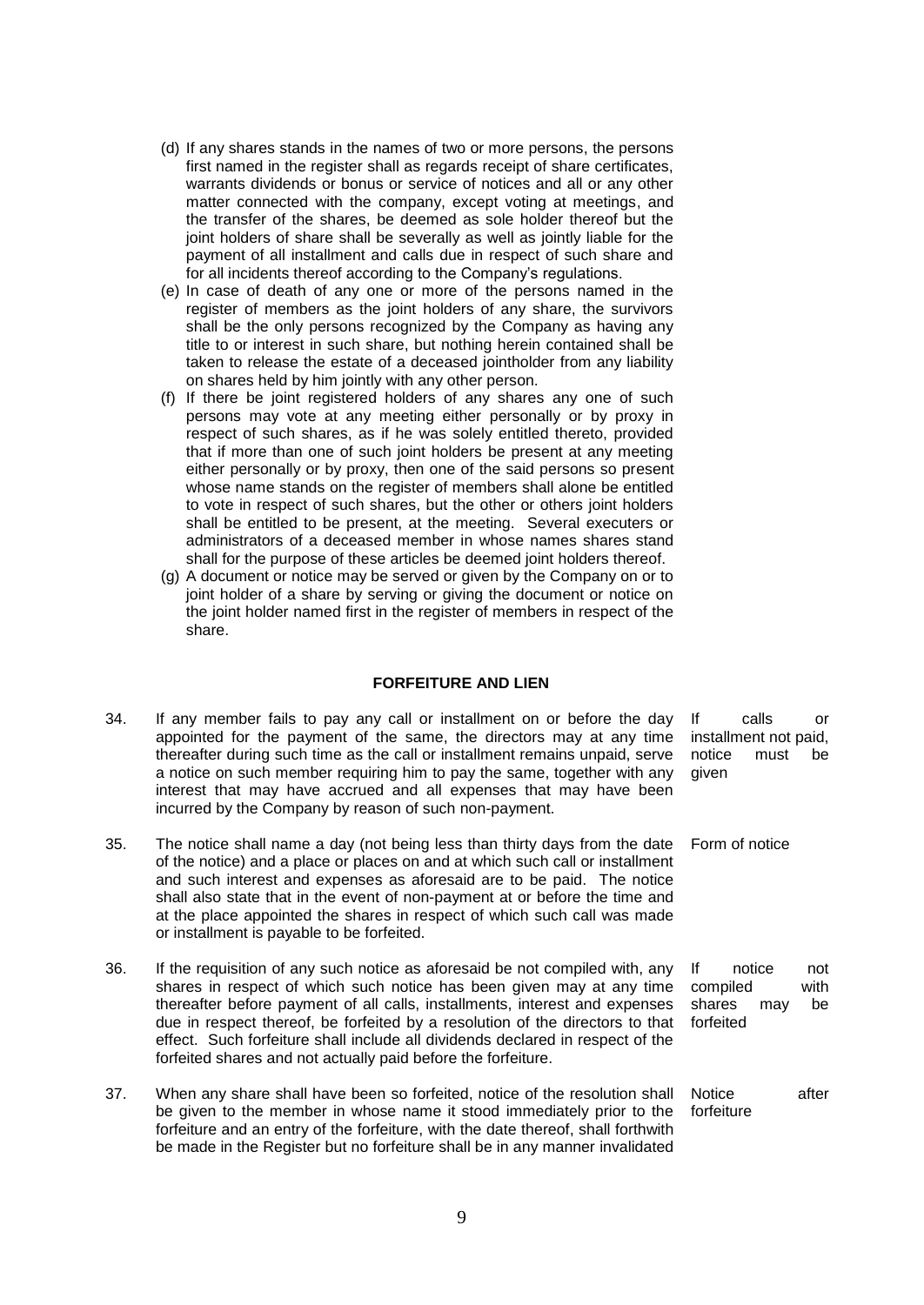(d) If any shares stands in the names of two or more persons, the persons first named in the register shall as regards receipt of share certificates, warrants dividends or bonus or service of notices and all or any other matter connected with the company, except voting at meetings, and the transfer of the shares, be deemed as sole holder thereof but the joint holders of share shall be severally as well as jointly liable for the payment of all installment and calls due in respect of such share and for all incidents thereof according to the Company's regulations.

(e) In case of death of any one or more of the persons named in the register of members as the joint holders of any share, the survivors shall be the only persons recognized by the Company as having any title to or interest in such share, but nothing herein contained shall be taken to release the estate of a deceased jointholder from any liability on shares held by him jointly with any other person.

(f) If there be joint registered holders of any shares any one of such persons may vote at any meeting either personally or by proxy in respect of such shares, as if he was solely entitled thereto, provided that if more than one of such joint holders be present at any meeting either personally or by proxy, then one of the said persons so present whose name stands on the register of members shall alone be entitled to vote in respect of such shares, but the other or others joint holders shall be entitled to be present, at the meeting. Several executers or administrators of a deceased member in whose names shares stand shall for the purpose of these articles be deemed joint holders thereof.

(g) A document or notice may be served or given by the Company on or to joint holder of a share by serving or giving the document or notice on the joint holder named first in the register of members in respect of the share.

## FORFEITURE AND LIEN

34. *If calls or installment not paid, notice must be given*

If any member fails to pay any call or installment on or before the day appointed for the payment of the same, the directors may at any time thereafter during such time as the call or installment remains unpaid, serve a notice on such member requiring him to pay the same, together with any interest that may have accrued and all expenses that may have been incurred by the Company by reason of such non-payment.

35. *Form of notice*

The notice shall name a day (not being less than thirty days from the date of the notice) and a place or places on and at which such call or installment and such interest and expenses as aforesaid are to be paid. The notice shall also state that in the event of non-payment at or before the time and at the place appointed the shares in respect of which such call was made or installment is payable to be forfeited.

36. *If notice not compiled with shares may be forfeited*

If the requisition of any such notice as aforesaid be not compiled with, any shares in respect of which such notice has been given may at any time thereafter before payment of all calls, installments, interest and expenses due in respect thereof, be forfeited by a resolution of the directors to that effect. Such forfeiture shall include all dividends declared in respect of the forfeited shares and not actually paid before the forfeiture.

37. *Notice after forfeiture*

When any share shall have been so forfeited, notice of the resolution shall be given to the member in whose name it stood immediately prior to the forfeiture and an entry of the forfeiture, with the date thereof, shall forthwith be made in the Register but no forfeiture shall be in any manner invalidated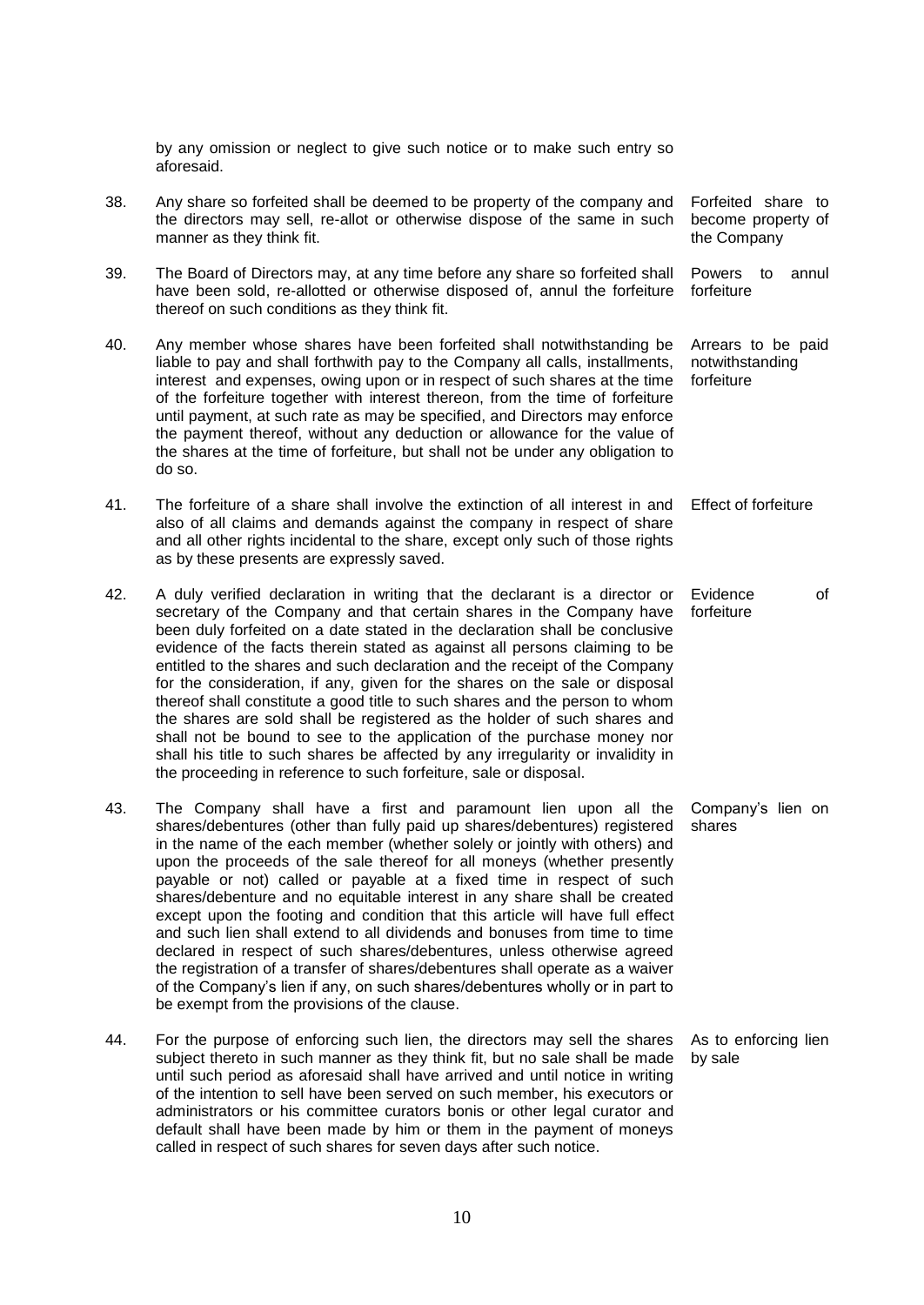by any omission or neglect to give such notice or to make such entry so aforesaid.

38. Any share so forfeited shall be deemed to be property of the company and the directors may sell, re-allot or otherwise dispose of the same in such manner as they think fit. *Forfeited share to become property of the Company*

39. The Board of Directors may, at any time before any share so forfeited shall have been sold, re-allotted or otherwise disposed of, annul the forfeiture thereof on such conditions as they think fit. *Powers to annul forfeiture*

40. Any member whose shares have been forfeited shall notwithstanding be liable to pay and shall forthwith pay to the Company all calls, installments, interest and expenses, owing upon or in respect of such shares at the time of the forfeiture together with interest thereon, from the time of forfeiture until payment, at such rate as may be specified, and Directors may enforce the payment thereof, without any deduction or allowance for the value of the shares at the time of forfeiture, but shall not be under any obligation to do so. *Arrears to be paid notwithstanding forfeiture*

41. The forfeiture of a share shall involve the extinction of all interest in and also of all claims and demands against the company in respect of share and all other rights incidental to the share, except only such of those rights as by these presents are expressly saved. *Effect of forfeiture*

42. A duly verified declaration in writing that the declarant is a director or secretary of the Company and that certain shares in the Company have been duly forfeited on a date stated in the declaration shall be conclusive evidence of the facts therein stated as against all persons claiming to be entitled to the shares and such declaration and the receipt of the Company for the consideration, if any, given for the shares on the sale or disposal thereof shall constitute a good title to such shares and the person to whom the shares are sold shall be registered as the holder of such shares and shall not be bound to see to the application of the purchase money nor shall his title to such shares be affected by any irregularity or invalidity in the proceeding in reference to such forfeiture, sale or disposal. *Evidence of forfeiture*

43. The Company shall have a first and paramount lien upon all the shares/debentures (other than fully paid up shares/debentures) registered in the name of the each member (whether solely or jointly with others) and upon the proceeds of the sale thereof for all moneys (whether presently payable or not) called or payable at a fixed time in respect of such shares/debenture and no equitable interest in any share shall be created except upon the footing and condition that this article will have full effect and such lien shall extend to all dividends and bonuses from time to time declared in respect of such shares/debentures, unless otherwise agreed the registration of a transfer of shares/debentures shall operate as a waiver of the Company's lien if any, on such shares/debentures wholly or in part to be exempt from the provisions of the clause. *Company's lien on shares*

44. For the purpose of enforcing such lien, the directors may sell the shares subject thereto in such manner as they think fit, but no sale shall be made until such period as aforesaid shall have arrived and until notice in writing of the intention to sell have been served on such member, his executors or administrators or his committee curators bonis or other legal curator and default shall have been made by him or them in the payment of moneys called in respect of such shares for seven days after such notice. *As to enforcing lien by sale*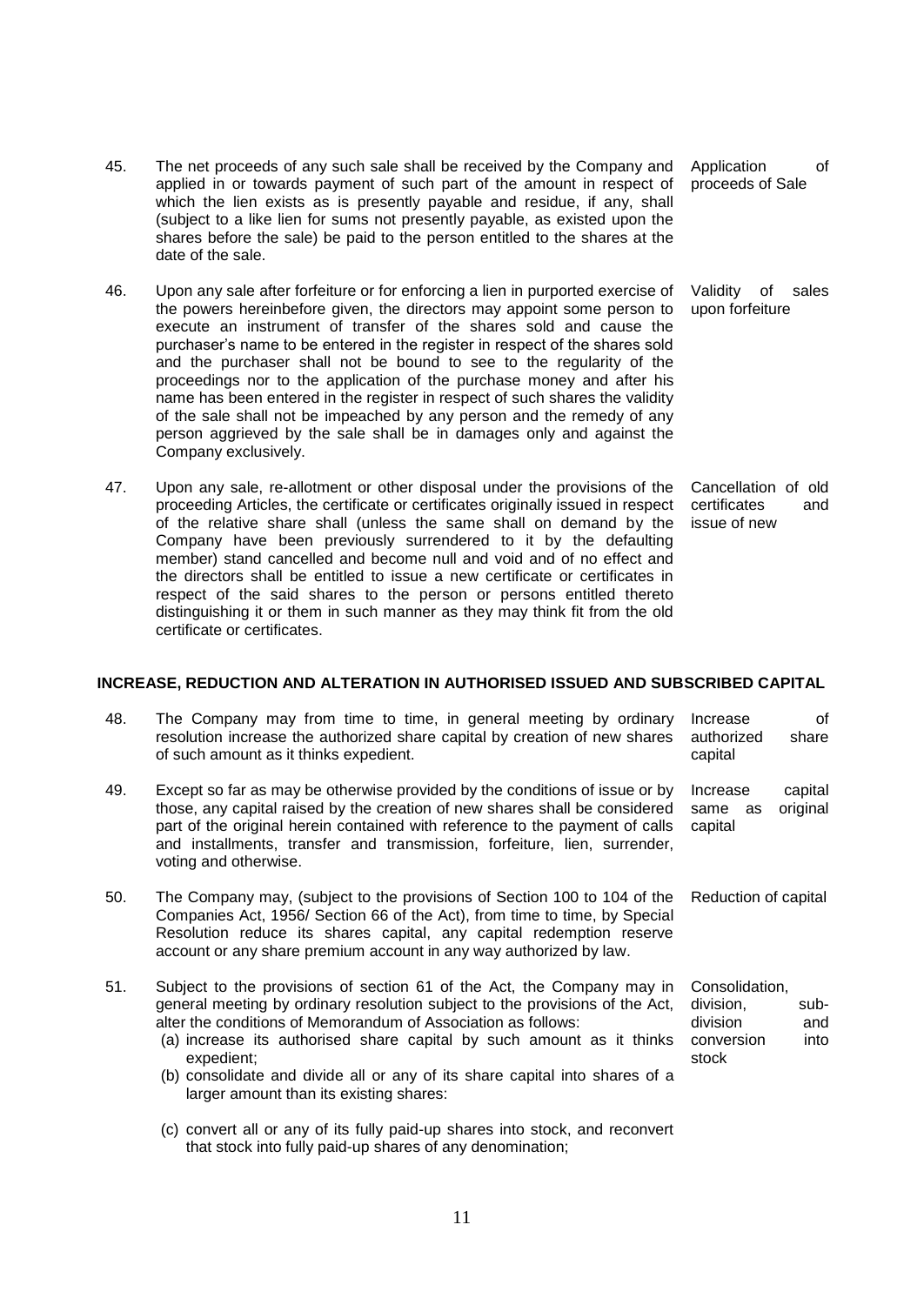45. The net proceeds of any such sale shall be received by the Company and applied in or towards payment of such part of the amount in respect of which the lien exists as is presently payable and residue, if any, shall (subject to a like lien for sums not presently payable, as existed upon the shares before the sale) be paid to the person entitled to the shares at the date of the sale. *Application of proceeds of Sale*

46. Upon any sale after forfeiture or for enforcing a lien in purported exercise of the powers hereinbefore given, the directors may appoint some person to execute an instrument of transfer of the shares sold and cause the purchaser's name to be entered in the register in respect of the shares sold and the purchaser shall not be bound to see to the regularity of the proceedings nor to the application of the purchase money and after his name has been entered in the register in respect of such shares the validity of the sale shall not be impeached by any person and the remedy of any person aggrieved by the sale shall be in damages only and against the Company exclusively. *Validity of sales upon forfeiture*

47. Upon any sale, re-allotment or other disposal under the provisions of the proceeding Articles, the certificate or certificates originally issued in respect of the relative share shall (unless the same shall on demand by the Company have been previously surrendered to it by the defaulting member) stand cancelled and become null and void and of no effect and the directors shall be entitled to issue a new certificate or certificates in respect of the said shares to the person or persons entitled thereto distinguishing it or them in such manner as they may think fit from the old certificate or certificates. *Cancellation of old certificates and issue of new*

## INCREASE, REDUCTION AND ALTERATION IN AUTHORISED ISSUED AND SUBSCRIBED CAPITAL

48. The Company may from time to time, in general meeting by ordinary resolution increase the authorized share capital by creation of new shares of such amount as it thinks expedient. *Increase of authorized share capital*

49. Except so far as may be otherwise provided by the conditions of issue or by those, any capital raised by the creation of new shares shall be considered part of the original herein contained with reference to the payment of calls and installments, transfer and transmission, forfeiture, lien, surrender, voting and otherwise. *Increase capital same as original capital*

50. The Company may, (subject to the provisions of Section 100 to 104 of the Companies Act, 1956/ Section 66 of the Act), from time to time, by Special Resolution reduce its shares capital, any capital redemption reserve account or any share premium account in any way authorized by law. *Reduction of capital*

51. Subject to the provisions of section 61 of the Act, the Company may in general meeting by ordinary resolution subject to the provisions of the Act, alter the conditions of Memorandum of Association as follows: *Consolidation, sub-division and conversion into stock*
    - (a) increase its authorised share capital by such amount as it thinks expedient;
    - (b) consolidate and divide all or any of its share capital into shares of a larger amount than its existing shares:
    - (c) convert all or any of its fully paid-up shares into stock, and reconvert that stock into fully paid-up shares of any denomination;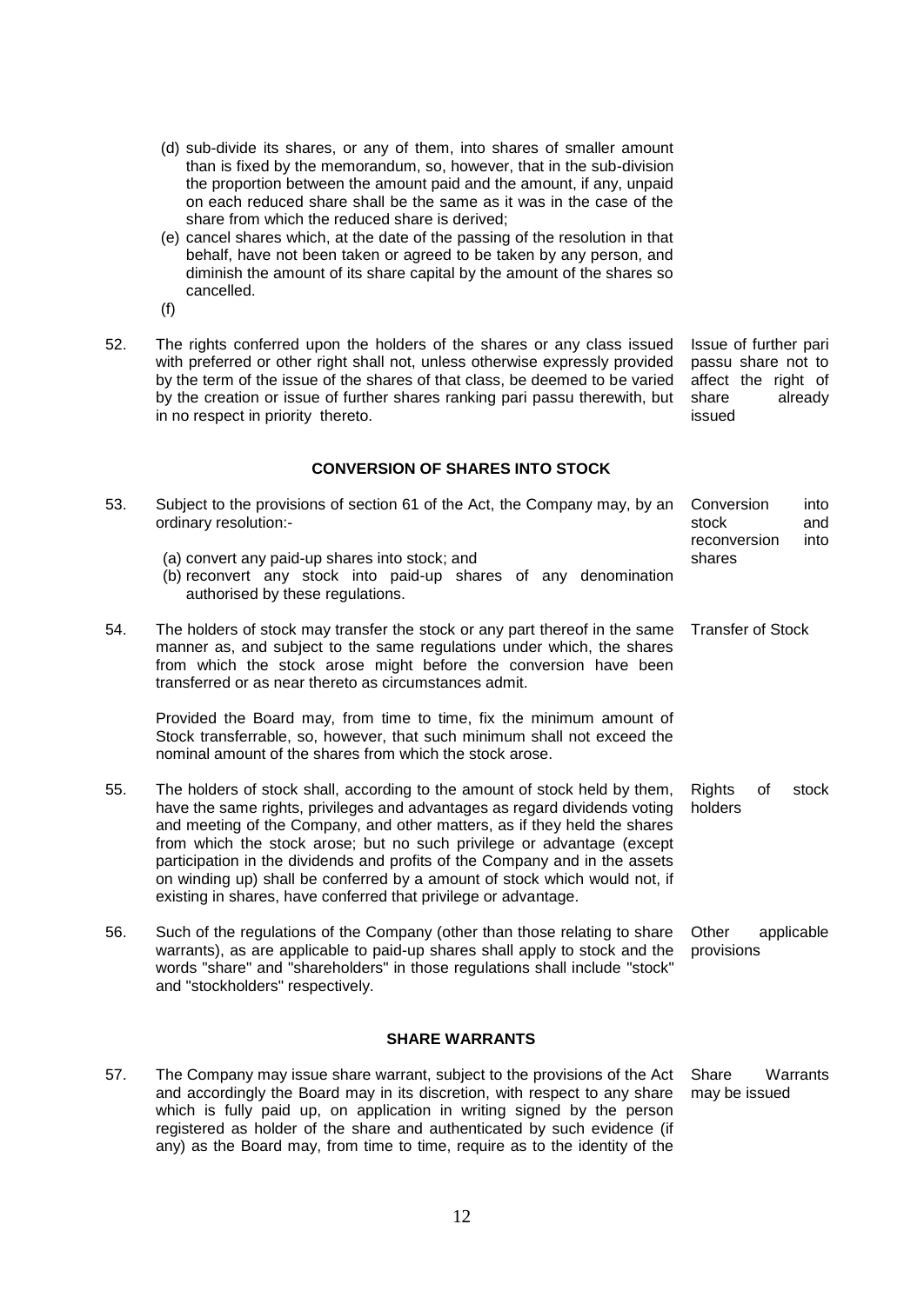(d) sub-divide its shares, or any of them, into shares of smaller amount than is fixed by the memorandum, so, however, that in the sub-division the proportion between the amount paid and the amount, if any, unpaid on each reduced share shall be the same as it was in the case of the share from which the reduced share is derived;

(e) cancel shares which, at the date of the passing of the resolution in that behalf, have not been taken or agreed to be taken by any person, and diminish the amount of its share capital by the amount of the shares so cancelled.

(f)

52. The rights conferred upon the holders of the shares or any class issued with preferred or other right shall not, unless otherwise expressly provided by the term of the issue of the shares of that class, be deemed to be varied by the creation or issue of further shares ranking pari passu therewith, but in no respect in priority thereto.

*Issue of further pari passu share not to affect the right of share already issued*

### CONVERSION OF SHARES INTO STOCK

53. Subject to the provisions of section 61 of the Act, the Company may, by an ordinary resolution:-

*Conversion into stock and reconversion into shares*

(a) convert any paid-up shares into stock; and

(b) reconvert any stock into paid-up shares of any denomination authorised by these regulations.

54. The holders of stock may transfer the stock or any part thereof in the same manner as, and subject to the same regulations under which, the shares from which the stock arose might before the conversion have been transferred or as near thereto as circumstances admit.

*Transfer of Stock*

Provided the Board may, from time to time, fix the minimum amount of Stock transferrable, so, however, that such minimum shall not exceed the nominal amount of the shares from which the stock arose.

55. The holders of stock shall, according to the amount of stock held by them, have the same rights, privileges and advantages as regard dividends voting and meeting of the Company, and other matters, as if they held the shares from which the stock arose; but no such privilege or advantage (except participation in the dividends and profits of the Company and in the assets on winding up) shall be conferred by a amount of stock which would not, if existing in shares, have conferred that privilege or advantage.

*Rights of stock holders*

56. Such of the regulations of the Company (other than those relating to share warrants), as are applicable to paid-up shares shall apply to stock and the words "share" and "shareholders" in those regulations shall include "stock" and "stockholders" respectively.

*Other applicable provisions*

### SHARE WARRANTS

57. The Company may issue share warrant, subject to the provisions of the Act and accordingly the Board may in its discretion, with respect to any share which is fully paid up, on application in writing signed by the person registered as holder of the share and authenticated by such evidence (if any) as the Board may, from time to time, require as to the identity of the

*Share Warrants may be issued*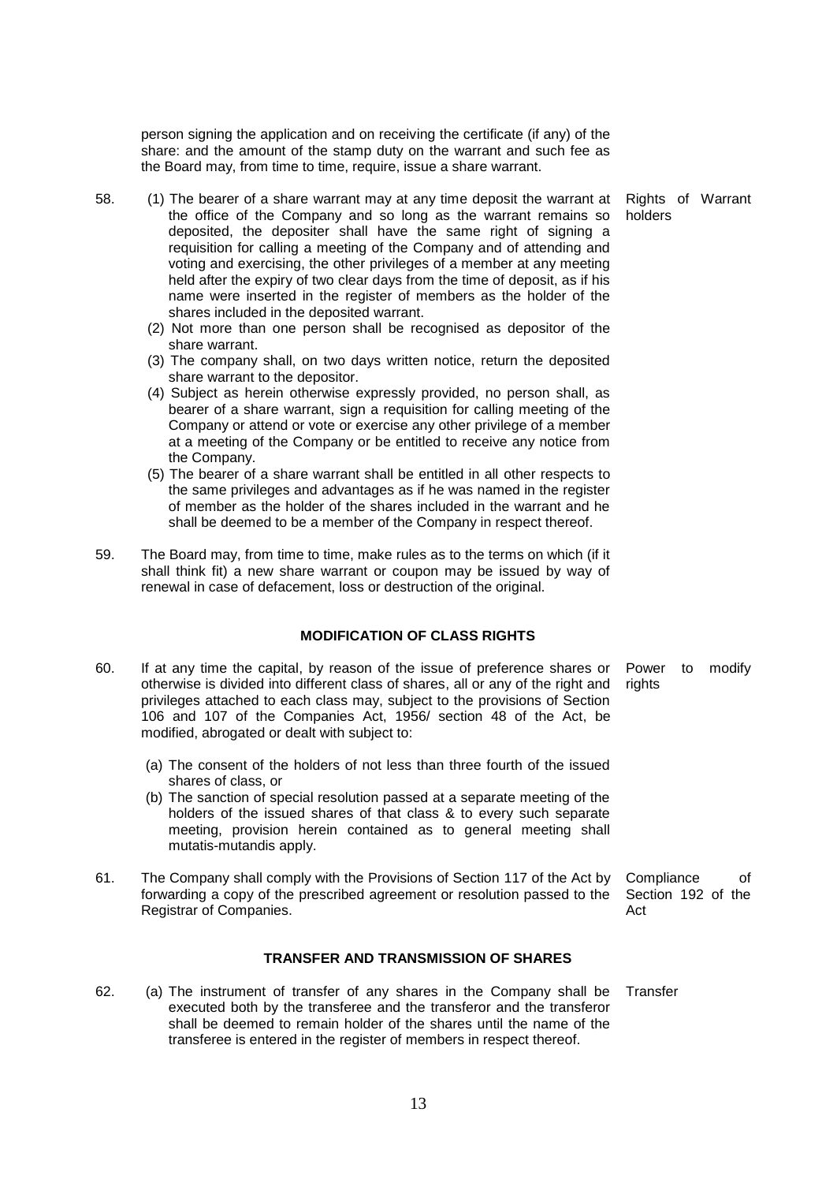person signing the application and on receiving the certificate (if any) of the share: and the amount of the stamp duty on the warrant and such fee as the Board may, from time to time, require, issue a share warrant.

58. **Rights of Warrant holders**

(1) The bearer of a share warrant may at any time deposit the warrant at the office of the Company and so long as the warrant remains so deposited, the depositer shall have the same right of signing a requisition for calling a meeting of the Company and of attending and voting and exercising, the other privileges of a member at any meeting held after the expiry of two clear days from the time of deposit, as if his name were inserted in the register of members as the holder of the shares included in the deposited warrant.

(2) Not more than one person shall be recognised as depositor of the share warrant.

(3) The company shall, on two days written notice, return the deposited share warrant to the depositor.

(4) Subject as herein otherwise expressly provided, no person shall, as bearer of a share warrant, sign a requisition for calling meeting of the Company or attend or vote or exercise any other privilege of a member at a meeting of the Company or be entitled to receive any notice from the Company.

(5) The bearer of a share warrant shall be entitled in all other respects to the same privileges and advantages as if he was named in the register of member as the holder of the shares included in the warrant and he shall be deemed to be a member of the Company in respect thereof.

59. The Board may, from time to time, make rules as to the terms on which (if it shall think fit) a new share warrant or coupon may be issued by way of renewal in case of defacement, loss or destruction of the original.

## MODIFICATION OF CLASS RIGHTS

60. **Power to modify rights**

If at any time the capital, by reason of the issue of preference shares or otherwise is divided into different class of shares, all or any of the right and privileges attached to each class may, subject to the provisions of Section 106 and 107 of the Companies Act, 1956/ section 48 of the Act, be modified, abrogated or dealt with subject to:

(a) The consent of the holders of not less than three fourth of the issued shares of class, or

(b) The sanction of special resolution passed at a separate meeting of the holders of the issued shares of that class & to every such separate meeting, provision herein contained as to general meeting shall mutatis-mutandis apply.

61. **Compliance of Section 192 of the Act**

The Company shall comply with the Provisions of Section 117 of the Act by forwarding a copy of the prescribed agreement or resolution passed to the Registrar of Companies.

## TRANSFER AND TRANSMISSION OF SHARES

62. **Transfer**

(a) The instrument of transfer of any shares in the Company shall be executed both by the transferee and the transferor and the transferor shall be deemed to remain holder of the shares until the name of the transferee is entered in the register of members in respect thereof.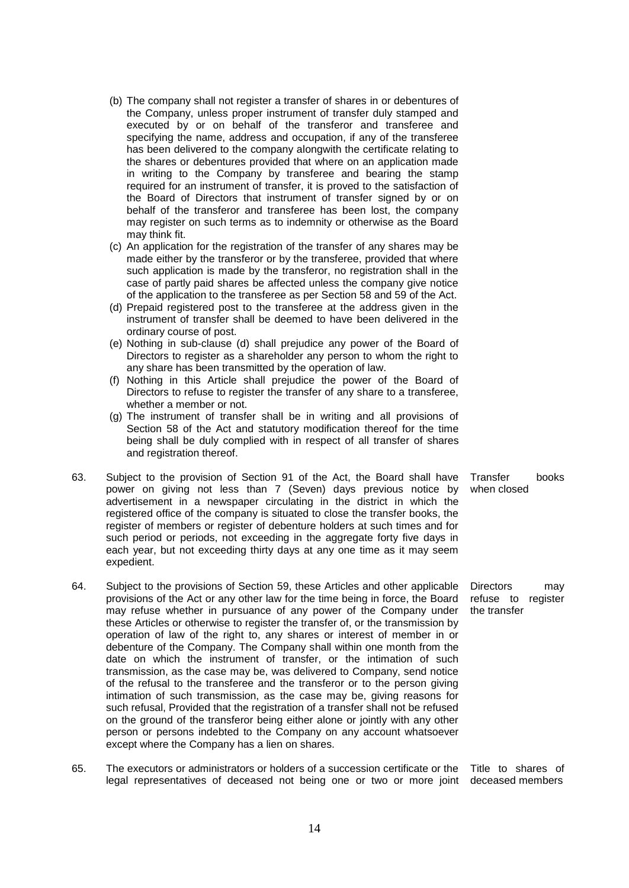(b) The company shall not register a transfer of shares in or debentures of the Company, unless proper instrument of transfer duly stamped and executed by or on behalf of the transferor and transferee and specifying the name, address and occupation, if any of the transferee has been delivered to the company alongwith the certificate relating to the shares or debentures provided that where on an application made in writing to the Company by transferee and bearing the stamp required for an instrument of transfer, it is proved to the satisfaction of the Board of Directors that instrument of transfer signed by or on behalf of the transferor and transferee has been lost, the company may register on such terms as to indemnity or otherwise as the Board may think fit.

(c) An application for the registration of the transfer of any shares may be made either by the transferor or by the transferee, provided that where such application is made by the transferor, no registration shall in the case of partly paid shares be affected unless the company give notice of the application to the transferee as per Section 58 and 59 of the Act.

(d) Prepaid registered post to the transferee at the address given in the instrument of transfer shall be deemed to have been delivered in the ordinary course of post.

(e) Nothing in sub-clause (d) shall prejudice any power of the Board of Directors to register as a shareholder any person to whom the right to any share has been transmitted by the operation of law.

(f) Nothing in this Article shall prejudice the power of the Board of Directors to refuse to register the transfer of any share to a transferee, whether a member or not.

(g) The instrument of transfer shall be in writing and all provisions of Section 58 of the Act and statutory modification thereof for the time being shall be duly complied with in respect of all transfer of shares and registration thereof.

**Transfer books when closed**

63. Subject to the provision of Section 91 of the Act, the Board shall have power on giving not less than 7 (Seven) days previous notice by advertisement in a newspaper circulating in the district in which the registered office of the company is situated to close the transfer books, the register of members or register of debenture holders at such times and for such period or periods, not exceeding in the aggregate forty five days in each year, but not exceeding thirty days at any one time as it may seem expedient.

**Directors may refuse to register the transfer**

64. Subject to the provisions of Section 59, these Articles and other applicable provisions of the Act or any other law for the time being in force, the Board may refuse whether in pursuance of any power of the Company under these Articles or otherwise to register the transfer of, or the transmission by operation of law of the right to, any shares or interest of member in or debenture of the Company. The Company shall within one month from the date on which the instrument of transfer, or the intimation of such transmission, as the case may be, was delivered to Company, send notice of the refusal to the transferee and the transferor or to the person giving intimation of such transmission, as the case may be, giving reasons for such refusal, Provided that the registration of a transfer shall not be refused on the ground of the transferor being either alone or jointly with any other person or persons indebted to the Company on any account whatsoever except where the Company has a lien on shares.

**Title to shares of deceased members**

65. The executors or administrators or holders of a succession certificate or the legal representatives of deceased not being one or two or more joint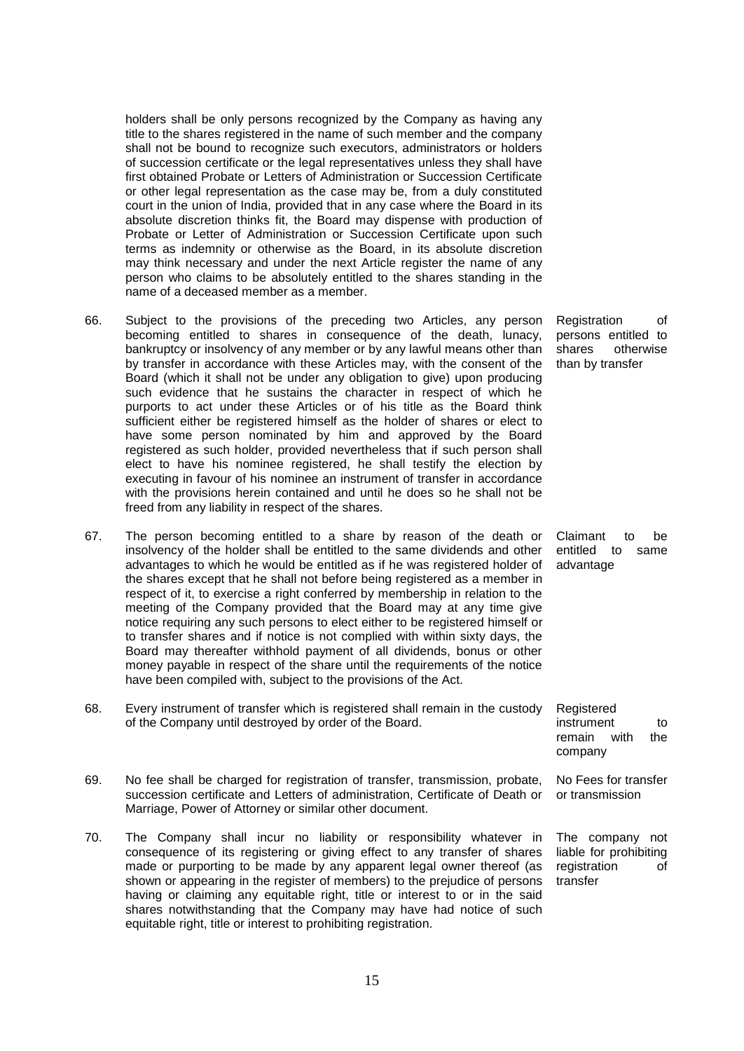holders shall be only persons recognized by the Company as having any title to the shares registered in the name of such member and the company shall not be bound to recognize such executors, administrators or holders of succession certificate or the legal representatives unless they shall have first obtained Probate or Letters of Administration or Succession Certificate or other legal representation as the case may be, from a duly constituted court in the union of India, provided that in any case where the Board in its absolute discretion thinks fit, the Board may dispense with production of Probate or Letter of Administration or Succession Certificate upon such terms as indemnity or otherwise as the Board, in its absolute discretion may think necessary and under the next Article register the name of any person who claims to be absolutely entitled to the shares standing in the name of a deceased member as a member.

66. Subject to the provisions of the preceding two Articles, any person becoming entitled to shares in consequence of the death, lunacy, bankruptcy or insolvency of any member or by any lawful means other than by transfer in accordance with these Articles may, with the consent of the Board (which it shall not be under any obligation to give) upon producing such evidence that he sustains the character in respect of which he purports to act under these Articles or of his title as the Board think sufficient either be registered himself as the holder of shares or elect to have some person nominated by him and approved by the Board registered as such holder, provided nevertheless that if such person shall elect to have his nominee registered, he shall testify the election by executing in favour of his nominee an instrument of transfer in accordance with the provisions herein contained and until he does so he shall not be freed from any liability in respect of the shares.

*Registration of persons entitled to shares otherwise than by transfer*

67. The person becoming entitled to a share by reason of the death or insolvency of the holder shall be entitled to the same dividends and other advantages to which he would be entitled as if he was registered holder of the shares except that he shall not before being registered as a member in respect of it, to exercise a right conferred by membership in relation to the meeting of the Company provided that the Board may at any time give notice requiring any such persons to elect either to be registered himself or to transfer shares and if notice is not complied with within sixty days, the Board may thereafter withhold payment of all dividends, bonus or other money payable in respect of the share until the requirements of the notice have been compiled with, subject to the provisions of the Act.

*Claimant to be entitled to same advantage*

68. Every instrument of transfer which is registered shall remain in the custody of the Company until destroyed by order of the Board.

*Registered instrument to remain with the company*

69. No fee shall be charged for registration of transfer, transmission, probate, succession certificate and Letters of administration, Certificate of Death or Marriage, Power of Attorney or similar other document.

*No Fees for transfer or transmission*

70. The Company shall incur no liability or responsibility whatever in consequence of its registering or giving effect to any transfer of shares made or purporting to be made by any apparent legal owner thereof (as shown or appearing in the register of members) to the prejudice of persons having or claiming any equitable right, title or interest to or in the said shares notwithstanding that the Company may have had notice of such equitable right, title or interest to prohibiting registration.

*The company not liable for prohibiting registration of transfer*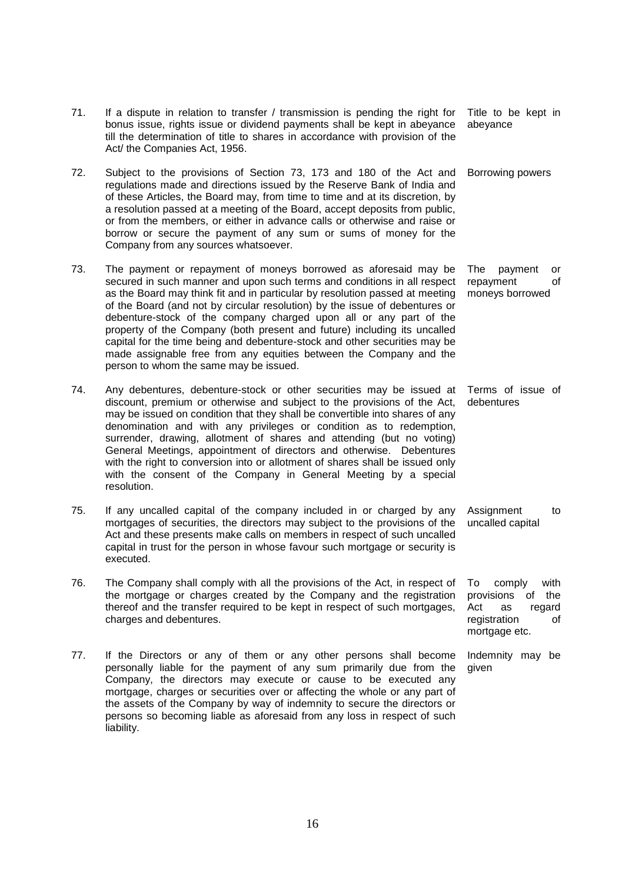71. If a dispute in relation to transfer / transmission is pending the right for bonus issue, rights issue or dividend payments shall be kept in abeyance till the determination of title to shares in accordance with provision of the Act/ the Companies Act, 1956. — *Title to be kept in abeyance*

72. Subject to the provisions of Section 73, 173 and 180 of the Act and regulations made and directions issued by the Reserve Bank of India and of these Articles, the Board may, from time to time and at its discretion, by a resolution passed at a meeting of the Board, accept deposits from public, or from the members, or either in advance calls or otherwise and raise or borrow or secure the payment of any sum or sums of money for the Company from any sources whatsoever. — *Borrowing powers*

73. The payment or repayment of moneys borrowed as aforesaid may be secured in such manner and upon such terms and conditions in all respect as the Board may think fit and in particular by resolution passed at meeting of the Board (and not by circular resolution) by the issue of debentures or debenture-stock of the company charged upon all or any part of the property of the Company (both present and future) including its uncalled capital for the time being and debenture-stock and other securities may be made assignable free from any equities between the Company and the person to whom the same may be issued. — *The payment or repayment of moneys borrowed*

74. Any debentures, debenture-stock or other securities may be issued at discount, premium or otherwise and subject to the provisions of the Act, may be issued on condition that they shall be convertible into shares of any denomination and with any privileges or condition as to redemption, surrender, drawing, allotment of shares and attending (but no voting) General Meetings, appointment of directors and otherwise. Debentures with the right to conversion into or allotment of shares shall be issued only with the consent of the Company in General Meeting by a special resolution. — *Terms of issue of debentures*

75. If any uncalled capital of the company included in or charged by any mortgages of securities, the directors may subject to the provisions of the Act and these presents make calls on members in respect of such uncalled capital in trust for the person in whose favour such mortgage or security is executed. — *Assignment to uncalled capital*

76. The Company shall comply with all the provisions of the Act, in respect of the mortgage or charges created by the Company and the registration thereof and the transfer required to be kept in respect of such mortgages, charges and debentures. — *To comply with provisions of the Act as regard registration of mortgage etc.*

77. If the Directors or any of them or any other persons shall become personally liable for the payment of any sum primarily due from the Company, the directors may execute or cause to be executed any mortgage, charges or securities over or affecting the whole or any part of the assets of the Company by way of indemnity to secure the directors or persons so becoming liable as aforesaid from any loss in respect of such liability. — *Indemnity may be given*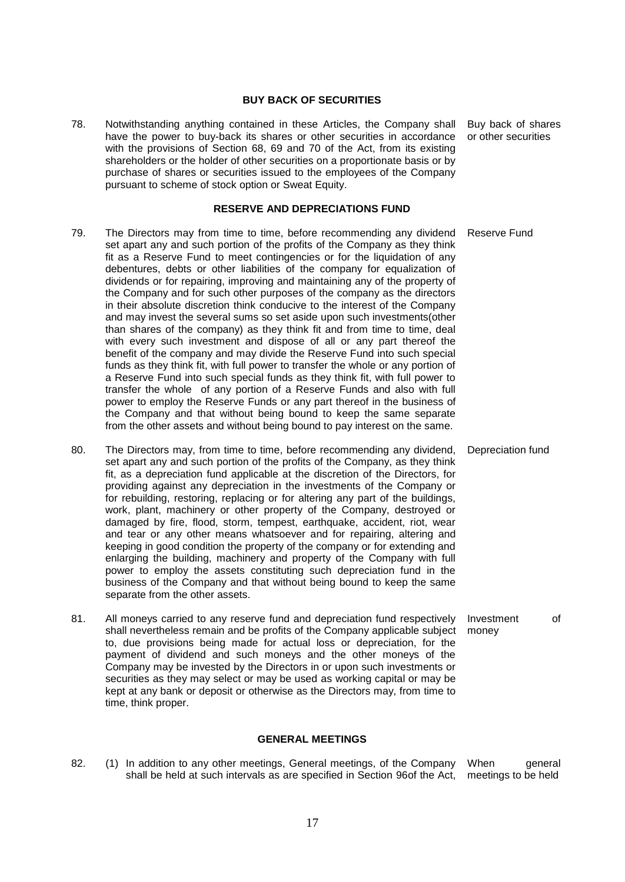### BUY BACK OF SECURITIES

78. Notwithstanding anything contained in these Articles, the Company shall have the power to buy-back its shares or other securities in accordance with the provisions of Section 68, 69 and 70 of the Act, from its existing shareholders or the holder of other securities on a proportionate basis or by purchase of shares or securities issued to the employees of the Company pursuant to scheme of stock option or Sweat Equity. *Buy back of shares or other securities*

### RESERVE AND DEPRECIATIONS FUND

79. The Directors may from time to time, before recommending any dividend set apart any and such portion of the profits of the Company as they think fit as a Reserve Fund to meet contingencies or for the liquidation of any debentures, debts or other liabilities of the company for equalization of dividends or for repairing, improving and maintaining any of the property of the Company and for such other purposes of the company as the directors in their absolute discretion think conducive to the interest of the Company and may invest the several sums so set aside upon such investments(other than shares of the company) as they think fit and from time to time, deal with every such investment and dispose of all or any part thereof the benefit of the company and may divide the Reserve Fund into such special funds as they think fit, with full power to transfer the whole or any portion of a Reserve Fund into such special funds as they think fit, with full power to transfer the whole of any portion of a Reserve Funds and also with full power to employ the Reserve Funds or any part thereof in the business of the Company and that without being bound to keep the same separate from the other assets and without being bound to pay interest on the same. *Reserve Fund*

80. The Directors may, from time to time, before recommending any dividend, set apart any and such portion of the profits of the Company, as they think fit, as a depreciation fund applicable at the discretion of the Directors, for providing against any depreciation in the investments of the Company or for rebuilding, restoring, replacing or for altering any part of the buildings, work, plant, machinery or other property of the Company, destroyed or damaged by fire, flood, storm, tempest, earthquake, accident, riot, wear and tear or any other means whatsoever and for repairing, altering and keeping in good condition the property of the company or for extending and enlarging the building, machinery and property of the Company with full power to employ the assets constituting such depreciation fund in the business of the Company and that without being bound to keep the same separate from the other assets. *Depreciation fund*

81. All moneys carried to any reserve fund and depreciation fund respectively shall nevertheless remain and be profits of the Company applicable subject to, due provisions being made for actual loss or depreciation, for the payment of dividend and such moneys and the other moneys of the Company may be invested by the Directors in or upon such investments or securities as they may select or may be used as working capital or may be kept at any bank or deposit or otherwise as the Directors may, from time to time, think proper. *Investment of money*

### GENERAL MEETINGS

82. (1) In addition to any other meetings, General meetings, of the Company shall be held at such intervals as are specified in Section 96of the Act, *When general meetings to be held*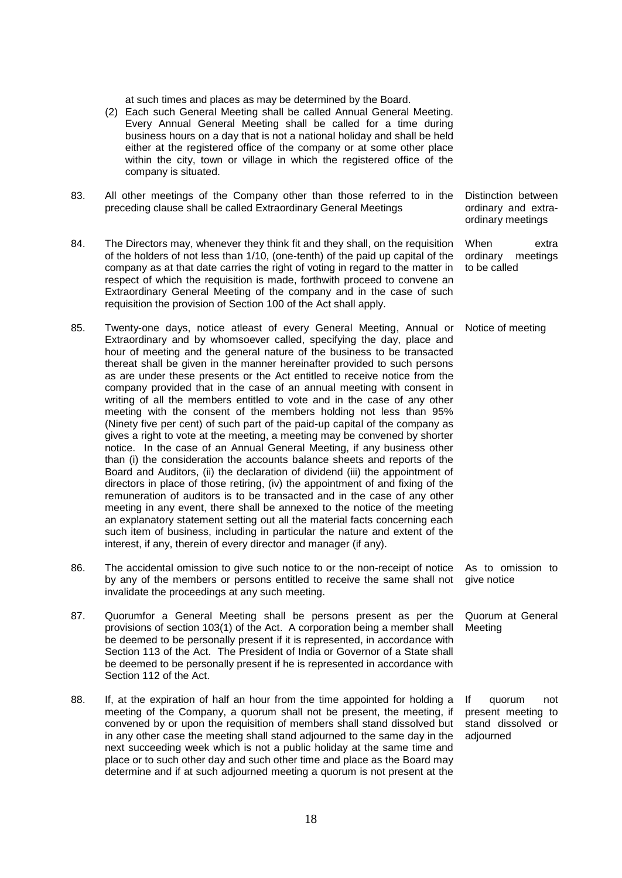at such times and places as may be determined by the Board.

(2) Each such General Meeting shall be called Annual General Meeting. Every Annual General Meeting shall be called for a time during business hours on a day that is not a national holiday and shall be held either at the registered office of the company or at some other place within the city, town or village in which the registered office of the company is situated.

83. All other meetings of the Company other than those referred to in the preceding clause shall be called Extraordinary General Meetings

*Distinction between ordinary and extra-ordinary meetings*

84. The Directors may, whenever they think fit and they shall, on the requisition of the holders of not less than 1/10, (one-tenth) of the paid up capital of the company as at that date carries the right of voting in regard to the matter in respect of which the requisition is made, forthwith proceed to convene an Extraordinary General Meeting of the company and in the case of such requisition the provision of Section 100 of the Act shall apply.

*When extra ordinary meetings to be called*

85. Twenty-one days, notice atleast of every General Meeting, Annual or Extraordinary and by whomsoever called, specifying the day, place and hour of meeting and the general nature of the business to be transacted thereat shall be given in the manner hereinafter provided to such persons as are under these presents or the Act entitled to receive notice from the company provided that in the case of an annual meeting with consent in writing of all the members entitled to vote and in the case of any other meeting with the consent of the members holding not less than 95% (Ninety five per cent) of such part of the paid-up capital of the company as gives a right to vote at the meeting, a meeting may be convened by shorter notice. In the case of an Annual General Meeting, if any business other than (i) the consideration the accounts balance sheets and reports of the Board and Auditors, (ii) the declaration of dividend (iii) the appointment of directors in place of those retiring, (iv) the appointment of and fixing of the remuneration of auditors is to be transacted and in the case of any other meeting in any event, there shall be annexed to the notice of the meeting an explanatory statement setting out all the material facts concerning each such item of business, including in particular the nature and extent of the interest, if any, therein of every director and manager (if any).

*Notice of meeting*

86. The accidental omission to give such notice to or the non-receipt of notice by any of the members or persons entitled to receive the same shall not invalidate the proceedings at any such meeting.

*As to omission to give notice*

87. Quorumfor a General Meeting shall be persons present as per the provisions of section 103(1) of the Act. A corporation being a member shall be deemed to be personally present if it is represented, in accordance with Section 113 of the Act. The President of India or Governor of a State shall be deemed to be personally present if he is represented in accordance with Section 112 of the Act.

*Quorum at General Meeting*

88. If, at the expiration of half an hour from the time appointed for holding a meeting of the Company, a quorum shall not be present, the meeting, if convened by or upon the requisition of members shall stand dissolved but in any other case the meeting shall stand adjourned to the same day in the next succeeding week which is not a public holiday at the same time and place or to such other day and such other time and place as the Board may determine and if at such adjourned meeting a quorum is not present at the

*If quorum not present meeting to stand dissolved or adjourned*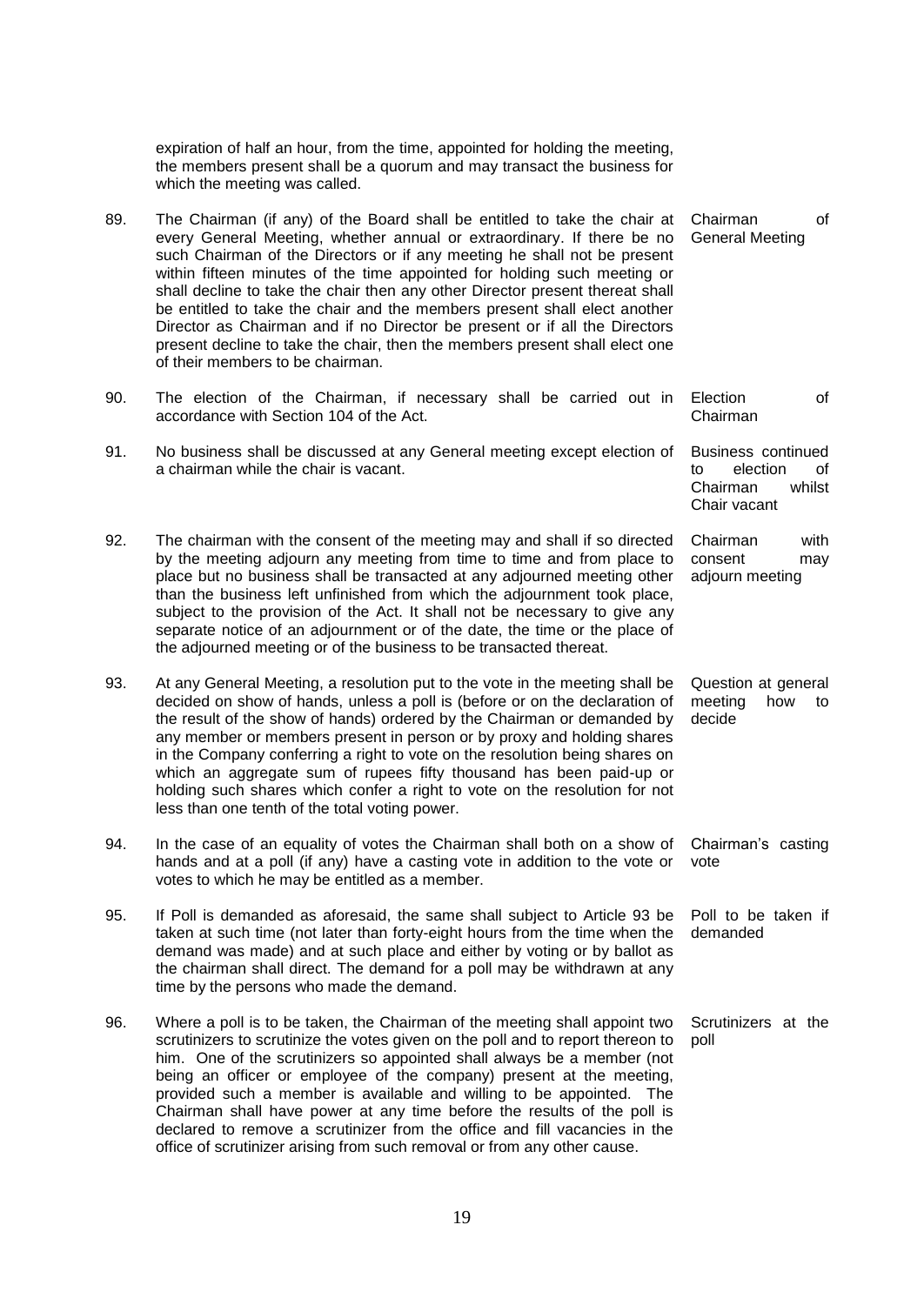expiration of half an hour, from the time, appointed for holding the meeting, the members present shall be a quorum and may transact the business for which the meeting was called.

89. The Chairman (if any) of the Board shall be entitled to take the chair at every General Meeting, whether annual or extraordinary. If there be no such Chairman of the Directors or if any meeting he shall not be present within fifteen minutes of the time appointed for holding such meeting or shall decline to take the chair then any other Director present thereat shall be entitled to take the chair and the members present shall elect another Director as Chairman and if no Director be present or if all the Directors present decline to take the chair, then the members present shall elect one of their members to be chairman. *Chairman of General Meeting*

90. The election of the Chairman, if necessary shall be carried out in accordance with Section 104 of the Act. *Election of Chairman*

91. No business shall be discussed at any General meeting except election of a chairman while the chair is vacant. *Business continued to election of Chairman whilst Chair vacant*

92. The chairman with the consent of the meeting may and shall if so directed by the meeting adjourn any meeting from time to time and from place to place but no business shall be transacted at any adjourned meeting other than the business left unfinished from which the adjournment took place, subject to the provision of the Act. It shall not be necessary to give any separate notice of an adjournment or of the date, the time or the place of the adjourned meeting or of the business to be transacted thereat. *Chairman with consent may adjourn meeting*

93. At any General Meeting, a resolution put to the vote in the meeting shall be decided on show of hands, unless a poll is (before or on the declaration of the result of the show of hands) ordered by the Chairman or demanded by any member or members present in person or by proxy and holding shares in the Company conferring a right to vote on the resolution being shares on which an aggregate sum of rupees fifty thousand has been paid-up or holding such shares which confer a right to vote on the resolution for not less than one tenth of the total voting power. *Question at general meeting how to decide*

94. In the case of an equality of votes the Chairman shall both on a show of hands and at a poll (if any) have a casting vote in addition to the vote or votes to which he may be entitled as a member. *Chairman's casting vote*

95. If Poll is demanded as aforesaid, the same shall subject to Article 93 be taken at such time (not later than forty-eight hours from the time when the demand was made) and at such place and either by voting or by ballot as the chairman shall direct. The demand for a poll may be withdrawn at any time by the persons who made the demand. *Poll to be taken if demanded*

96. Where a poll is to be taken, the Chairman of the meeting shall appoint two scrutinizers to scrutinize the votes given on the poll and to report thereon to him. One of the scrutinizers so appointed shall always be a member (not being an officer or employee of the company) present at the meeting, provided such a member is available and willing to be appointed. The Chairman shall have power at any time before the results of the poll is declared to remove a scrutinizer from the office and fill vacancies in the office of scrutinizer arising from such removal or from any other cause. *Scrutinizers at the poll*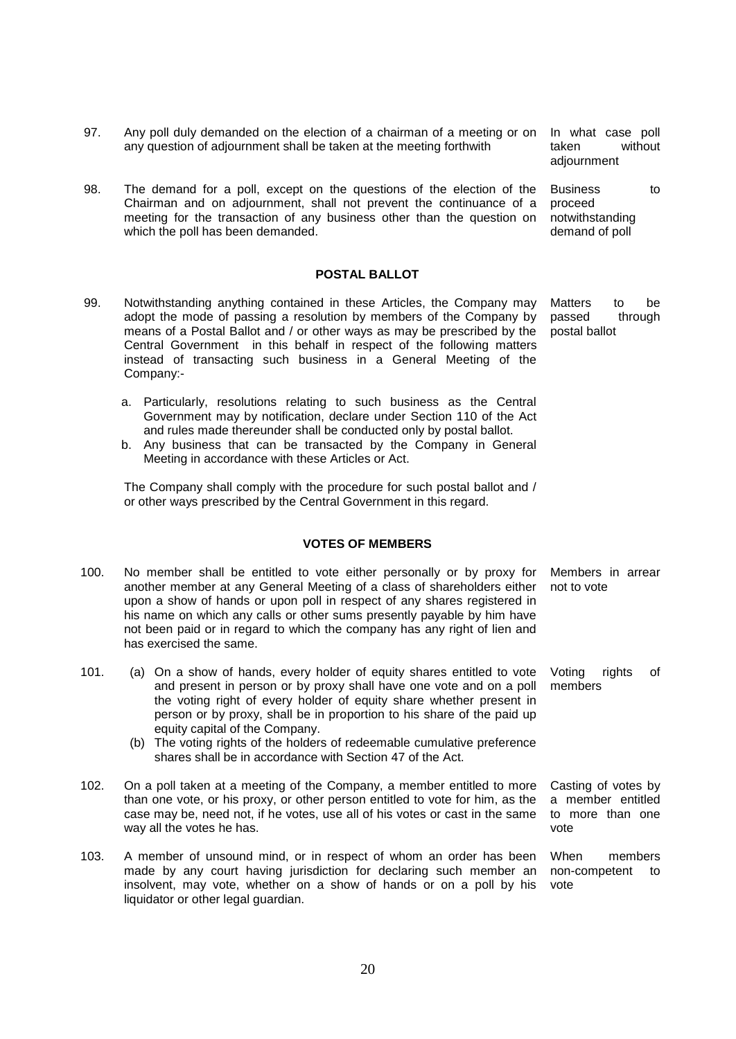97. Any poll duly demanded on the election of a chairman of a meeting or on any question of adjournment shall be taken at the meeting forthwith

*In what case poll taken without adjournment*

98. The demand for a poll, except on the questions of the election of the Chairman and on adjournment, shall not prevent the continuance of a meeting for the transaction of any business other than the question on which the poll has been demanded.

*Business to proceed notwithstanding demand of poll*

## POSTAL BALLOT

99. Notwithstanding anything contained in these Articles, the Company may adopt the mode of passing a resolution by members of the Company by means of a Postal Ballot and / or other ways as may be prescribed by the Central Government in this behalf in respect of the following matters instead of transacting such business in a General Meeting of the Company:-

*Matters to be passed through postal ballot*

   a. Particularly, resolutions relating to such business as the Central Government may by notification, declare under Section 110 of the Act and rules made thereunder shall be conducted only by postal ballot.
   b. Any business that can be transacted by the Company in General Meeting in accordance with these Articles or Act.

   The Company shall comply with the procedure for such postal ballot and / or other ways prescribed by the Central Government in this regard.

## VOTES OF MEMBERS

100. No member shall be entitled to vote either personally or by proxy for another member at any General Meeting of a class of shareholders either upon a show of hands or upon poll in respect of any shares registered in his name on which any calls or other sums presently payable by him have not been paid or in regard to which the company has any right of lien and has exercised the same.

*Members in arrear not to vote*

101. (a) On a show of hands, every holder of equity shares entitled to vote and present in person or by proxy shall have one vote and on a poll the voting right of every holder of equity share whether present in person or by proxy, shall be in proportion to his share of the paid up equity capital of the Company.
   (b) The voting rights of the holders of redeemable cumulative preference shares shall be in accordance with Section 47 of the Act.

*Voting rights of members*

102. On a poll taken at a meeting of the Company, a member entitled to more than one vote, or his proxy, or other person entitled to vote for him, as the case may be, need not, if he votes, use all of his votes or cast in the same way all the votes he has.

*Casting of votes by a member entitled to more than one vote*

103. A member of unsound mind, or in respect of whom an order has been made by any court having jurisdiction for declaring such member an insolvent, may vote, whether on a show of hands or on a poll by his liquidator or other legal guardian.

*When members non-competent to vote*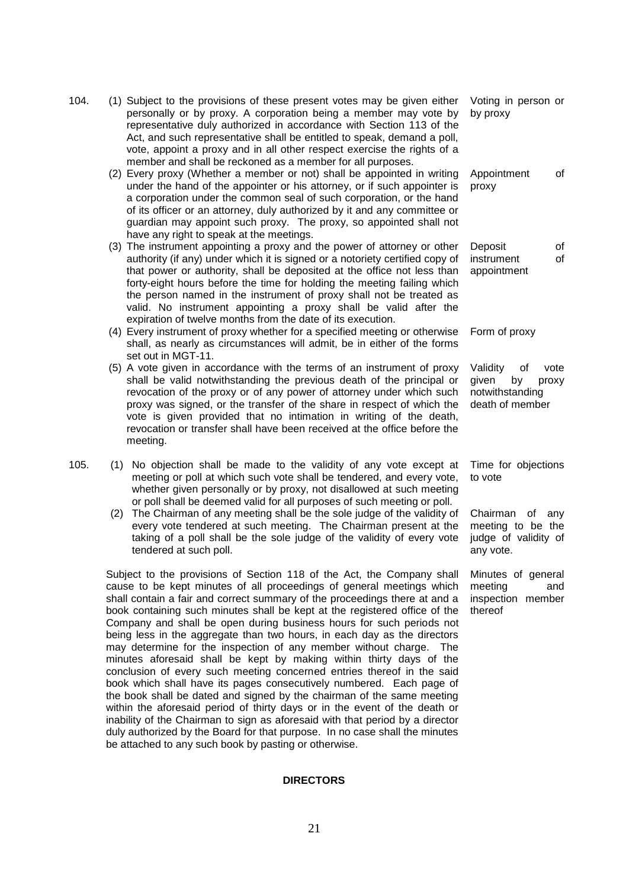104. (1) Subject to the provisions of these present votes may be given either personally or by proxy. A corporation being a member may vote by representative duly authorized in accordance with Section 113 of the Act, and such representative shall be entitled to speak, demand a poll, vote, appoint a proxy and in all other respect exercise the rights of a member and shall be reckoned as a member for all purposes. *Voting in person or by proxy*

(2) Every proxy (Whether a member or not) shall be appointed in writing under the hand of the appointer or his attorney, or if such appointer is a corporation under the common seal of such corporation, or the hand of its officer or an attorney, duly authorized by it and any committee or guardian may appoint such proxy. The proxy, so appointed shall not have any right to speak at the meetings. *Appointment of proxy*

(3) The instrument appointing a proxy and the power of attorney or other authority (if any) under which it is signed or a notoriety certified copy of that power or authority, shall be deposited at the office not less than forty-eight hours before the time for holding the meeting failing which the person named in the instrument of proxy shall not be treated as valid. No instrument appointing a proxy shall be valid after the expiration of twelve months from the date of its execution. *Deposit of instrument of appointment*

(4) Every instrument of proxy whether for a specified meeting or otherwise shall, as nearly as circumstances will admit, be in either of the forms set out in MGT-11. *Form of proxy*

(5) A vote given in accordance with the terms of an instrument of proxy shall be valid notwithstanding the previous death of the principal or revocation of the proxy or of any power of attorney under which such proxy was signed, or the transfer of the share in respect of which the vote is given provided that no intimation in writing of the death, revocation or transfer shall have been received at the office before the meeting. *Validity of vote given by proxy notwithstanding death of member*

105. (1) No objection shall be made to the validity of any vote except at meeting or poll at which such vote shall be tendered, and every vote, whether given personally or by proxy, not disallowed at such meeting or poll shall be deemed valid for all purposes of such meeting or poll. *Time for objections to vote*

(2) The Chairman of any meeting shall be the sole judge of the validity of every vote tendered at such meeting. The Chairman present at the taking of a poll shall be the sole judge of the validity of every vote tendered at such poll. *Chairman of any meeting to be the judge of validity of any vote.*

Subject to the provisions of Section 118 of the Act, the Company shall cause to be kept minutes of all proceedings of general meetings which shall contain a fair and correct summary of the proceedings there at and a book containing such minutes shall be kept at the registered office of the Company and shall be open during business hours for such periods not being less in the aggregate than two hours, in each day as the directors may determine for the inspection of any member without charge. The minutes aforesaid shall be kept by making within thirty days of the conclusion of every such meeting concerned entries thereof in the said book which shall have its pages consecutively numbered. Each page of the book shall be dated and signed by the chairman of the same meeting within the aforesaid period of thirty days or in the event of the death or inability of the Chairman to sign as aforesaid with that period by a director duly authorized by the Board for that purpose. In no case shall the minutes be attached to any such book by pasting or otherwise. *Minutes of general meeting and inspection member thereof*

## DIRECTORS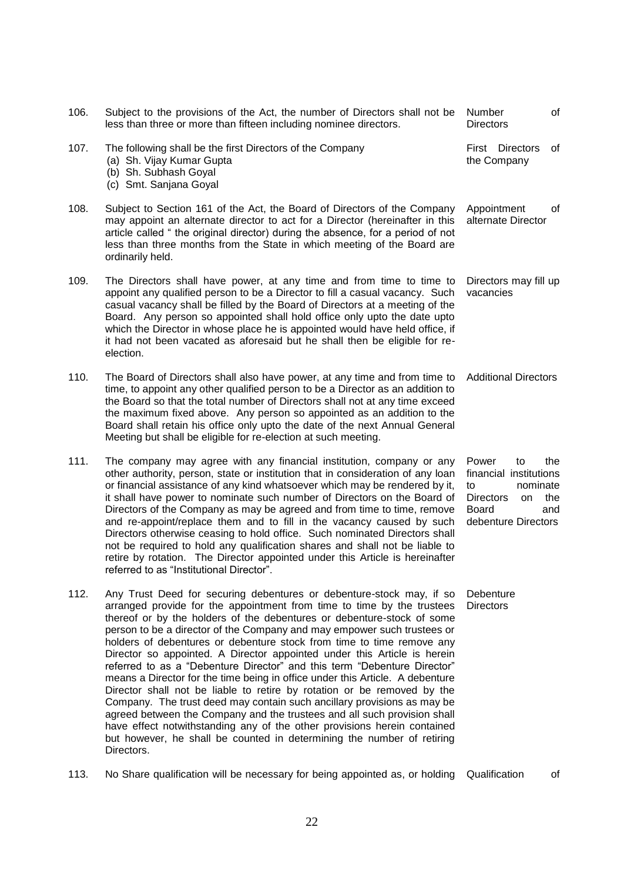106. Subject to the provisions of the Act, the number of Directors shall not be less than three or more than fifteen including nominee directors. **Number of Directors**

107. The following shall be the first Directors of the Company **First Directors of the Company**
   (a) Sh. Vijay Kumar Gupta
   (b) Sh. Subhash Goyal
   (c) Smt. Sanjana Goyal

108. Subject to Section 161 of the Act, the Board of Directors of the Company may appoint an alternate director to act for a Director (hereinafter in this article called " the original director) during the absence, for a period of not less than three months from the State in which meeting of the Board are ordinarily held. **Appointment of alternate Director**

109. The Directors shall have power, at any time and from time to time to appoint any qualified person to be a Director to fill a casual vacancy. Such casual vacancy shall be filled by the Board of Directors at a meeting of the Board. Any person so appointed shall hold office only upto the date upto which the Director in whose place he is appointed would have held office, if it had not been vacated as aforesaid but he shall then be eligible for re-election. **Directors may fill up vacancies**

110. The Board of Directors shall also have power, at any time and from time to time, to appoint any other qualified person to be a Director as an addition to the Board so that the total number of Directors shall not at any time exceed the maximum fixed above. Any person so appointed as an addition to the Board shall retain his office only upto the date of the next Annual General Meeting but shall be eligible for re-election at such meeting. **Additional Directors**

111. The company may agree with any financial institution, company or any other authority, person, state or institution that in consideration of any loan or financial assistance of any kind whatsoever which may be rendered by it, it shall have power to nominate such number of Directors on the Board of Directors of the Company as may be agreed and from time to time, remove and re-appoint/replace them and to fill in the vacancy caused by such Directors otherwise ceasing to hold office. Such nominated Directors shall not be required to hold any qualification shares and shall not be liable to retire by rotation. The Director appointed under this Article is hereinafter referred to as "Institutional Director". **Power to the financial institutions to nominate Directors on the Board and debenture Directors**

112. Any Trust Deed for securing debentures or debenture-stock may, if so arranged provide for the appointment from time to time by the trustees thereof or by the holders of the debentures or debenture-stock of some person to be a director of the Company and may empower such trustees or holders of debentures or debenture stock from time to time remove any Director so appointed. A Director appointed under this Article is herein referred to as a "Debenture Director" and this term "Debenture Director" means a Director for the time being in office under this Article. A debenture Director shall not be liable to retire by rotation or be removed by the Company. The trust deed may contain such ancillary provisions as may be agreed between the Company and the trustees and all such provision shall have effect notwithstanding any of the other provisions herein contained but however, he shall be counted in determining the number of retiring Directors. **Debenture Directors**

113. No Share qualification will be necessary for being appointed as, or holding **Qualification of**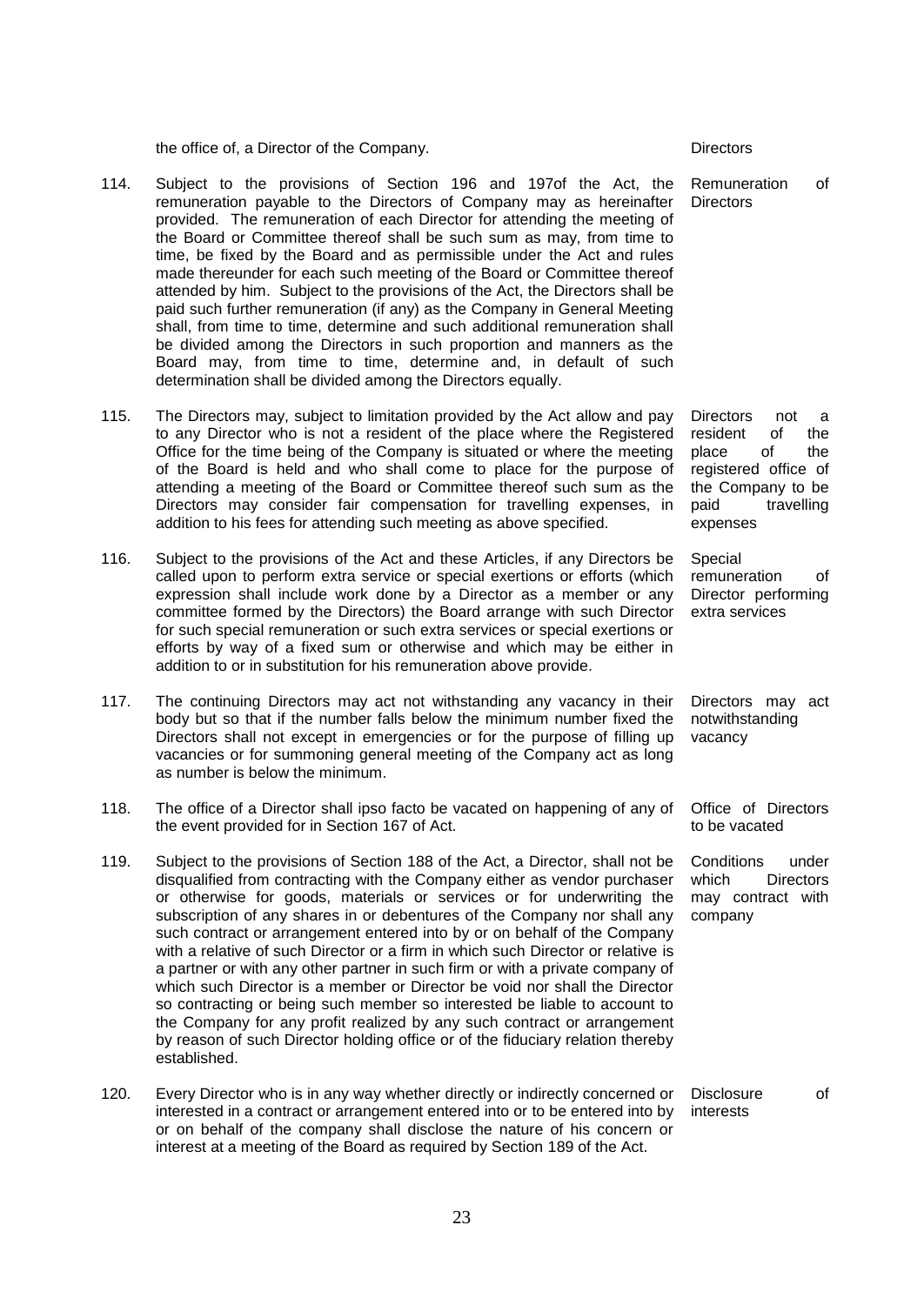the office of, a Director of the Company. Directors

**114.** Subject to the provisions of Section 196 and 197of the Act, the remuneration payable to the Directors of Company may as hereinafter provided. The remuneration of each Director for attending the meeting of the Board or Committee thereof shall be such sum as may, from time to time, be fixed by the Board and as permissible under the Act and rules made thereunder for each such meeting of the Board or Committee thereof attended by him. Subject to the provisions of the Act, the Directors shall be paid such further remuneration (if any) as the Company in General Meeting shall, from time to time, determine and such additional remuneration shall be divided among the Directors in such proportion and manners as the Board may, from time to time, determine and, in default of such determination shall be divided among the Directors equally.

*Remuneration of Directors*

**115.** The Directors may, subject to limitation provided by the Act allow and pay to any Director who is not a resident of the place where the Registered Office for the time being of the Company is situated or where the meeting of the Board is held and who shall come to place for the purpose of attending a meeting of the Board or Committee thereof such sum as the Directors may consider fair compensation for travelling expenses, in addition to his fees for attending such meeting as above specified.

*Directors not a resident of the place of the registered office of the Company to be paid travelling expenses*

**116.** Subject to the provisions of the Act and these Articles, if any Directors be called upon to perform extra service or special exertions or efforts (which expression shall include work done by a Director as a member or any committee formed by the Directors) the Board arrange with such Director for such special remuneration or such extra services or special exertions or efforts by way of a fixed sum or otherwise and which may be either in addition to or in substitution for his remuneration above provide.

*Special remuneration of Director performing extra services*

**117.** The continuing Directors may act not withstanding any vacancy in their body but so that if the number falls below the minimum number fixed the Directors shall not except in emergencies or for the purpose of filling up vacancies or for summoning general meeting of the Company act as long as number is below the minimum.

*Directors may act notwithstanding vacancy*

**118.** The office of a Director shall ipso facto be vacated on happening of any of the event provided for in Section 167 of Act.

*Office of Directors to be vacated*

**119.** Subject to the provisions of Section 188 of the Act, a Director, shall not be disqualified from contracting with the Company either as vendor purchaser or otherwise for goods, materials or services or for underwriting the subscription of any shares in or debentures of the Company nor shall any such contract or arrangement entered into by or on behalf of the Company with a relative of such Director or a firm in which such Director or relative is a partner or with any other partner in such firm or with a private company of which such Director is a member or Director be void nor shall the Director so contracting or being such member so interested be liable to account to the Company for any profit realized by any such contract or arrangement by reason of such Director holding office or of the fiduciary relation thereby established.

*Conditions under which Directors may contract with company*

**120.** Every Director who is in any way whether directly or indirectly concerned or interested in a contract or arrangement entered into or to be entered into by or on behalf of the company shall disclose the nature of his concern or interest at a meeting of the Board as required by Section 189 of the Act.

*Disclosure of interests*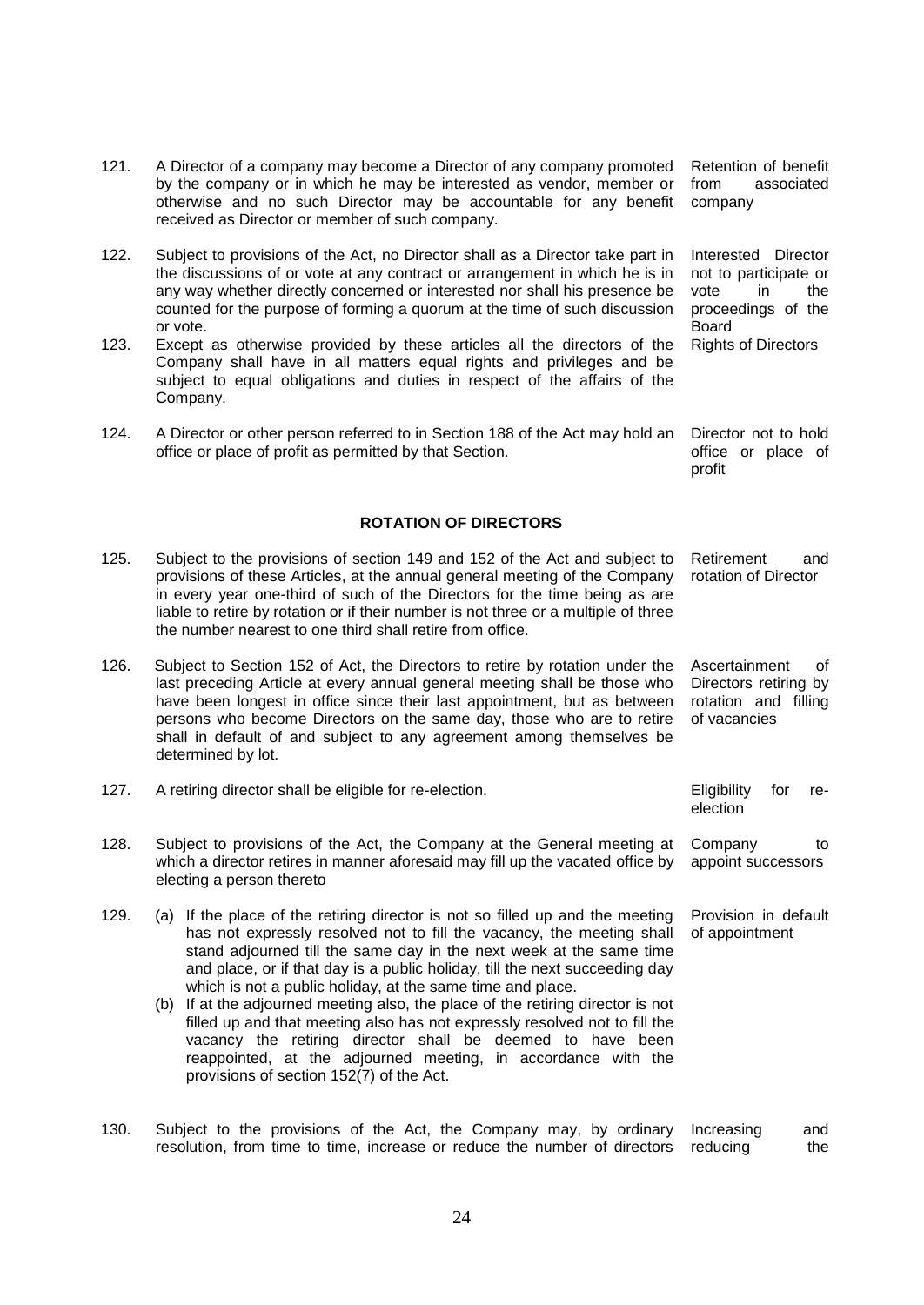121. A Director of a company may become a Director of any company promoted by the company or in which he may be interested as vendor, member or otherwise and no such Director may be accountable for any benefit received as Director or member of such company. *Retention of benefit from associated company*

122. Subject to provisions of the Act, no Director shall as a Director take part in the discussions of or vote at any contract or arrangement in which he is in any way whether directly concerned or interested nor shall his presence be counted for the purpose of forming a quorum at the time of such discussion or vote. *Interested Director not to participate or vote in the proceedings of the Board*

123. Except as otherwise provided by these articles all the directors of the Company shall have in all matters equal rights and privileges and be subject to equal obligations and duties in respect of the affairs of the Company. *Rights of Directors*

124. A Director or other person referred to in Section 188 of the Act may hold an office or place of profit as permitted by that Section. *Director not to hold office or place of profit*

## ROTATION OF DIRECTORS

125. Subject to the provisions of section 149 and 152 of the Act and subject to provisions of these Articles, at the annual general meeting of the Company in every year one-third of such of the Directors for the time being as are liable to retire by rotation or if their number is not three or a multiple of three the number nearest to one third shall retire from office. *Retirement and rotation of Director*

126. Subject to Section 152 of Act, the Directors to retire by rotation under the last preceding Article at every annual general meeting shall be those who have been longest in office since their last appointment, but as between persons who become Directors on the same day, those who are to retire shall in default of and subject to any agreement among themselves be determined by lot. *Ascertainment of Directors retiring by rotation and filling of vacancies*

127. A retiring director shall be eligible for re-election. *Eligibility for re-election*

128. Subject to provisions of the Act, the Company at the General meeting at which a director retires in manner aforesaid may fill up the vacated office by electing a person thereto *Company to appoint successors*

129. *Provision in default of appointment*
   (a) If the place of the retiring director is not so filled up and the meeting has not expressly resolved not to fill the vacancy, the meeting shall stand adjourned till the same day in the next week at the same time and place, or if that day is a public holiday, till the next succeeding day which is not a public holiday, at the same time and place.
   (b) If at the adjourned meeting also, the place of the retiring director is not filled up and that meeting also has not expressly resolved not to fill the vacancy the retiring director shall be deemed to have been reappointed, at the adjourned meeting, in accordance with the provisions of section 152(7) of the Act.

130. Subject to the provisions of the Act, the Company may, by ordinary resolution, from time to time, increase or reduce the number of directors *Increasing and reducing the*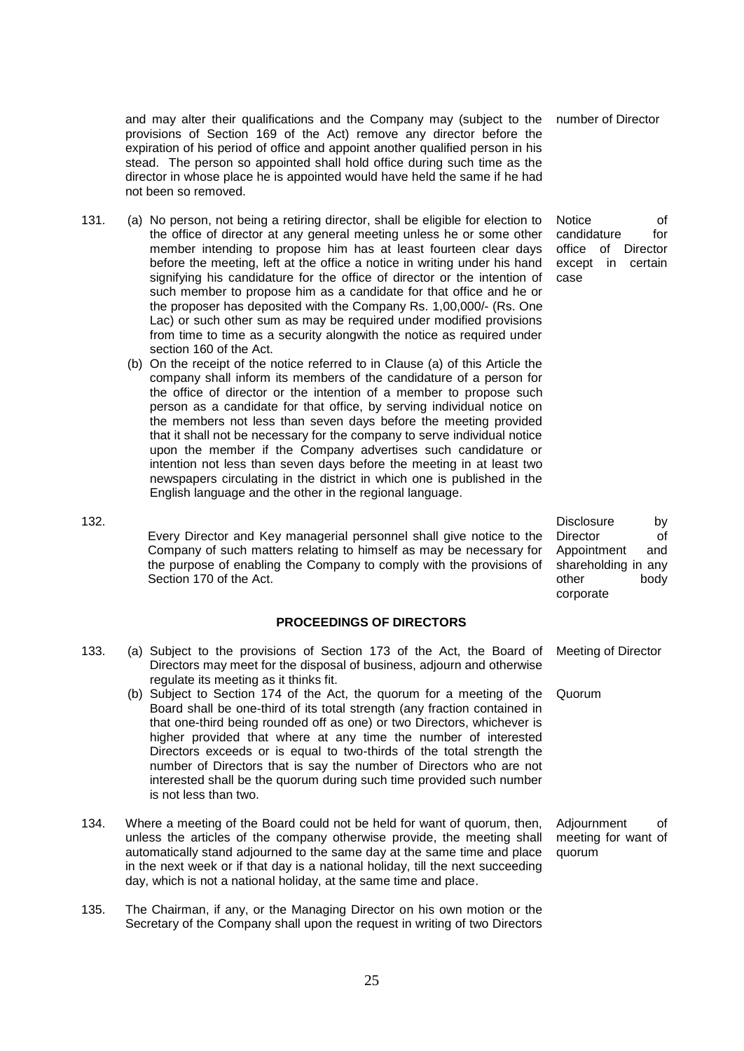and may alter their qualifications and the Company may (subject to the provisions of Section 169 of the Act) remove any director before the expiration of his period of office and appoint another qualified person in his stead. The person so appointed shall hold office during such time as the director in whose place he is appointed would have held the same if he had not been so removed.

*number of Director*

131. (a) No person, not being a retiring director, shall be eligible for election to the office of director at any general meeting unless he or some other member intending to propose him has at least fourteen clear days before the meeting, left at the office a notice in writing under his hand signifying his candidature for the office of director or the intention of such member to propose him as a candidate for that office and he or the proposer has deposited with the Company Rs. 1,00,000/- (Rs. One Lac) or such other sum as may be required under modified provisions from time to time as a security alongwith the notice as required under section 160 of the Act.

*Notice of candidature for office of Director except in certain case*

(b) On the receipt of the notice referred to in Clause (a) of this Article the company shall inform its members of the candidature of a person for the office of director or the intention of a member to propose such person as a candidate for that office, by serving individual notice on the members not less than seven days before the meeting provided that it shall not be necessary for the company to serve individual notice upon the member if the Company advertises such candidature or intention not less than seven days before the meeting in at least two newspapers circulating in the district in which one is published in the English language and the other in the regional language.

132. Every Director and Key managerial personnel shall give notice to the Company of such matters relating to himself as may be necessary for the purpose of enabling the Company to comply with the provisions of Section 170 of the Act.

*Disclosure by Director of Appointment and shareholding in any other body corporate*

## PROCEEDINGS OF DIRECTORS

133. (a) Subject to the provisions of Section 173 of the Act, the Board of Directors may meet for the disposal of business, adjourn and otherwise regulate its meeting as it thinks fit.

*Meeting of Director*

(b) Subject to Section 174 of the Act, the quorum for a meeting of the Board shall be one-third of its total strength (any fraction contained in that one-third being rounded off as one) or two Directors, whichever is higher provided that where at any time the number of interested Directors exceeds or is equal to two-thirds of the total strength the number of Directors that is say the number of Directors who are not interested shall be the quorum during such time provided such number is not less than two.

*Quorum*

134. Where a meeting of the Board could not be held for want of quorum, then, unless the articles of the company otherwise provide, the meeting shall automatically stand adjourned to the same day at the same time and place in the next week or if that day is a national holiday, till the next succeeding day, which is not a national holiday, at the same time and place.

*Adjournment of meeting for want of quorum*

135. The Chairman, if any, or the Managing Director on his own motion or the Secretary of the Company shall upon the request in writing of two Directors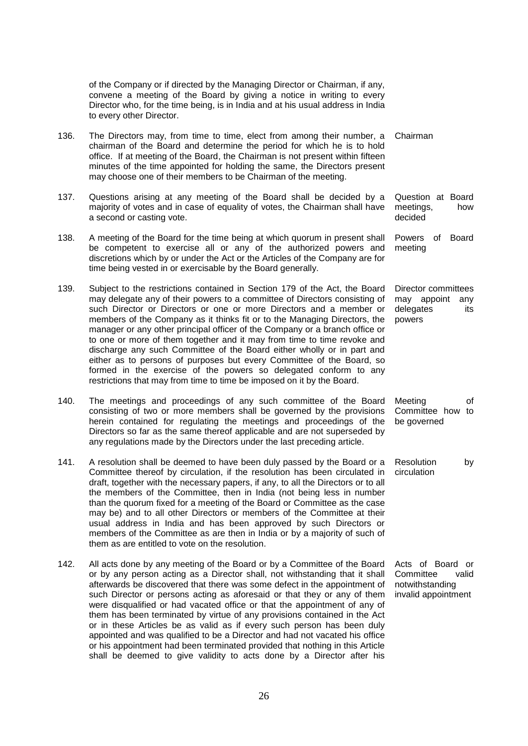of the Company or if directed by the Managing Director or Chairman, if any, convene a meeting of the Board by giving a notice in writing to every Director who, for the time being, is in India and at his usual address in India to every other Director.

136. The Directors may, from time to time, elect from among their number, a chairman of the Board and determine the period for which he is to hold office. If at meeting of the Board, the Chairman is not present within fifteen minutes of the time appointed for holding the same, the Directors present may choose one of their members to be Chairman of the meeting. — *Chairman*

137. Questions arising at any meeting of the Board shall be decided by a majority of votes and in case of equality of votes, the Chairman shall have a second or casting vote. — *Question at Board meetings, how decided*

138. A meeting of the Board for the time being at which quorum in present shall be competent to exercise all or any of the authorized powers and discretions which by or under the Act or the Articles of the Company are for time being vested in or exercisable by the Board generally. — *Powers of Board meeting*

139. Subject to the restrictions contained in Section 179 of the Act, the Board may delegate any of their powers to a committee of Directors consisting of such Director or Directors or one or more Directors and a member or members of the Company as it thinks fit or to the Managing Directors, the manager or any other principal officer of the Company or a branch office or to one or more of them together and it may from time to time revoke and discharge any such Committee of the Board either wholly or in part and either as to persons of purposes but every Committee of the Board, so formed in the exercise of the powers so delegated conform to any restrictions that may from time to time be imposed on it by the Board. — *Director committees may appoint any delegates its powers*

140. The meetings and proceedings of any such committee of the Board consisting of two or more members shall be governed by the provisions herein contained for regulating the meetings and proceedings of the Directors so far as the same thereof applicable and are not superseded by any regulations made by the Directors under the last preceding article. — *Meeting of Committee how to be governed*

141. A resolution shall be deemed to have been duly passed by the Board or a Committee thereof by circulation, if the resolution has been circulated in draft, together with the necessary papers, if any, to all the Directors or to all the members of the Committee, then in India (not being less in number than the quorum fixed for a meeting of the Board or Committee as the case may be) and to all other Directors or members of the Committee at their usual address in India and has been approved by such Directors or members of the Committee as are then in India or by a majority of such of them as are entitled to vote on the resolution. — *Resolution by circulation*

142. All acts done by any meeting of the Board or by a Committee of the Board or by any person acting as a Director shall, not withstanding that it shall afterwards be discovered that there was some defect in the appointment of such Director or persons acting as aforesaid or that they or any of them were disqualified or had vacated office or that the appointment of any of them has been terminated by virtue of any provisions contained in the Act or in these Articles be as valid as if every such person has been duly appointed and was qualified to be a Director and had not vacated his office or his appointment had been terminated provided that nothing in this Article shall be deemed to give validity to acts done by a Director after his — *Acts of Board or Committee valid notwithstanding invalid appointment*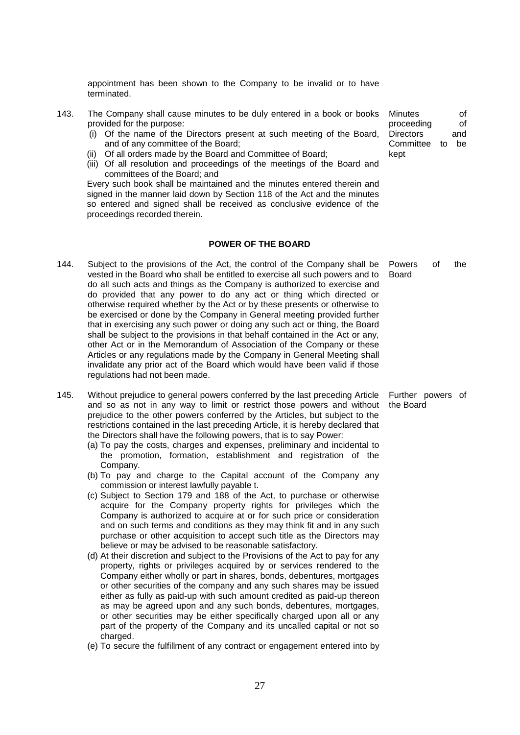appointment has been shown to the Company to be invalid or to have terminated.

143. The Company shall cause minutes to be duly entered in a book or books provided for the purpose:

*Minutes of proceeding of Directors and Committee to be kept*

(i) Of the name of the Directors present at such meeting of the Board, and of any committee of the Board;
(ii) Of all orders made by the Board and Committee of Board;
(iii) Of all resolution and proceedings of the meetings of the Board and committees of the Board; and

Every such book shall be maintained and the minutes entered therein and signed in the manner laid down by Section 118 of the Act and the minutes so entered and signed shall be received as conclusive evidence of the proceedings recorded therein.

## POWER OF THE BOARD

144. Subject to the provisions of the Act, the control of the Company shall be vested in the Board who shall be entitled to exercise all such powers and to do all such acts and things as the Company is authorized to exercise and do provided that any power to do any act or thing which directed or otherwise required whether by the Act or by these presents or otherwise to be exercised or done by the Company in General meeting provided further that in exercising any such power or doing any such act or thing, the Board shall be subject to the provisions in that behalf contained in the Act or any, other Act or in the Memorandum of Association of the Company or these Articles or any regulations made by the Company in General Meeting shall invalidate any prior act of the Board which would have been valid if those regulations had not been made.

*Powers of the Board*

145. Without prejudice to general powers conferred by the last preceding Article and so as not in any way to limit or restrict those powers and without prejudice to the other powers conferred by the Articles, but subject to the restrictions contained in the last preceding Article, it is hereby declared that the Directors shall have the following powers, that is to say Power:

*Further powers of the Board*

(a) To pay the costs, charges and expenses, preliminary and incidental to the promotion, formation, establishment and registration of the Company.
(b) To pay and charge to the Capital account of the Company any commission or interest lawfully payable t.
(c) Subject to Section 179 and 188 of the Act, to purchase or otherwise acquire for the Company property rights for privileges which the Company is authorized to acquire at or for such price or consideration and on such terms and conditions as they may think fit and in any such purchase or other acquisition to accept such title as the Directors may believe or may be advised to be reasonable satisfactory.
(d) At their discretion and subject to the Provisions of the Act to pay for any property, rights or privileges acquired by or services rendered to the Company either wholly or part in shares, bonds, debentures, mortgages or other securities of the company and any such shares may be issued either as fully as paid-up with such amount credited as paid-up thereon as may be agreed upon and any such bonds, debentures, mortgages, or other securities may be either specifically charged upon all or any part of the property of the Company and its uncalled capital or not so charged.
(e) To secure the fulfillment of any contract or engagement entered into by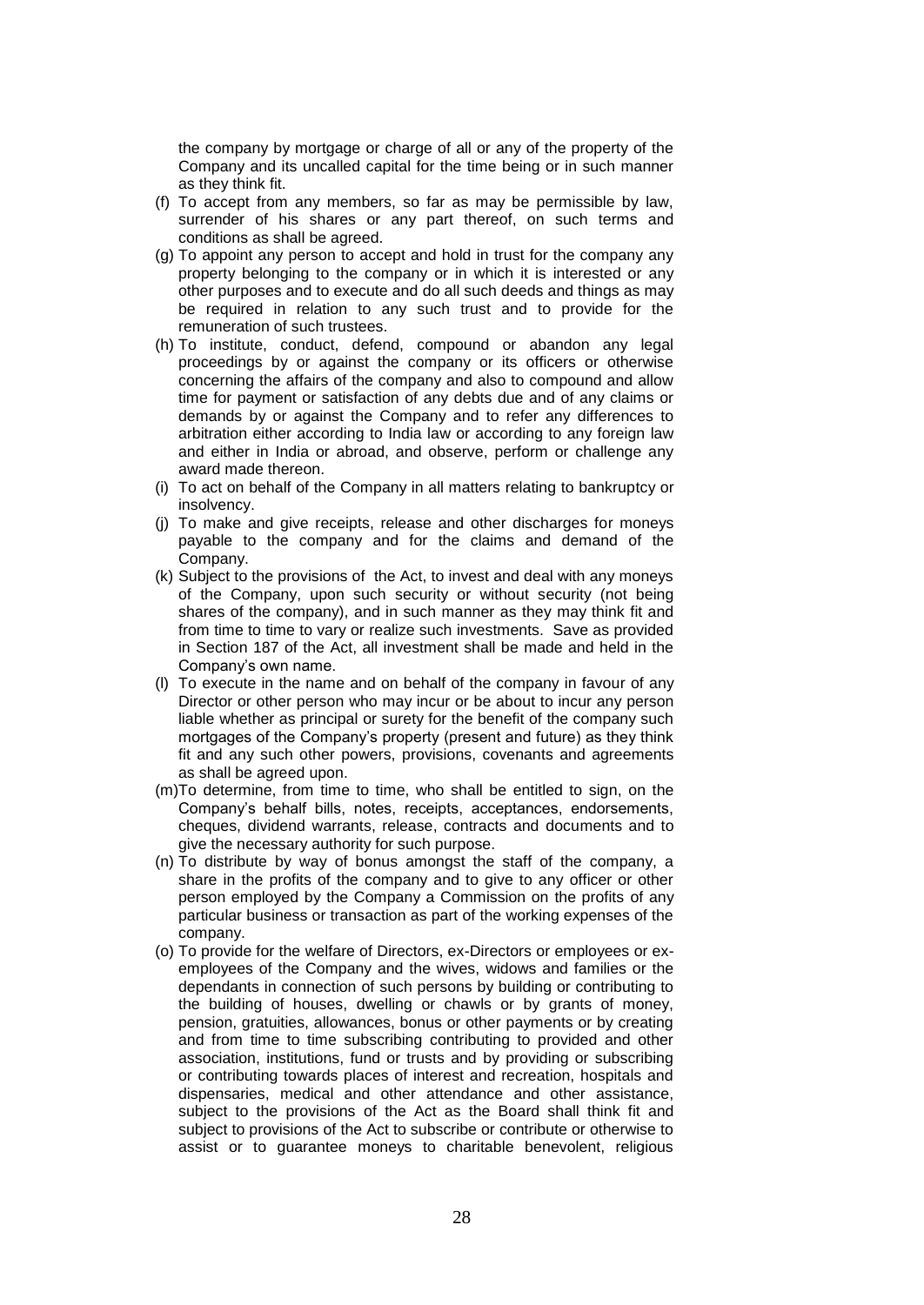the company by mortgage or charge of all or any of the property of the Company and its uncalled capital for the time being or in such manner as they think fit.

(f) To accept from any members, so far as may be permissible by law, surrender of his shares or any part thereof, on such terms and conditions as shall be agreed.

(g) To appoint any person to accept and hold in trust for the company any property belonging to the company or in which it is interested or any other purposes and to execute and do all such deeds and things as may be required in relation to any such trust and to provide for the remuneration of such trustees.

(h) To institute, conduct, defend, compound or abandon any legal proceedings by or against the company or its officers or otherwise concerning the affairs of the company and also to compound and allow time for payment or satisfaction of any debts due and of any claims or demands by or against the Company and to refer any differences to arbitration either according to India law or according to any foreign law and either in India or abroad, and observe, perform or challenge any award made thereon.

(i) To act on behalf of the Company in all matters relating to bankruptcy or insolvency.

(j) To make and give receipts, release and other discharges for moneys payable to the company and for the claims and demand of the Company.

(k) Subject to the provisions of the Act, to invest and deal with any moneys of the Company, upon such security or without security (not being shares of the company), and in such manner as they may think fit and from time to time to vary or realize such investments. Save as provided in Section 187 of the Act, all investment shall be made and held in the Company's own name.

(l) To execute in the name and on behalf of the company in favour of any Director or other person who may incur or be about to incur any person liable whether as principal or surety for the benefit of the company such mortgages of the Company's property (present and future) as they think fit and any such other powers, provisions, covenants and agreements as shall be agreed upon.

(m) To determine, from time to time, who shall be entitled to sign, on the Company's behalf bills, notes, receipts, acceptances, endorsements, cheques, dividend warrants, release, contracts and documents and to give the necessary authority for such purpose.

(n) To distribute by way of bonus amongst the staff of the company, a share in the profits of the company and to give to any officer or other person employed by the Company a Commission on the profits of any particular business or transaction as part of the working expenses of the company.

(o) To provide for the welfare of Directors, ex-Directors or employees or ex-employees of the Company and the wives, widows and families or the dependants in connection of such persons by building or contributing to the building of houses, dwelling or chawls or by grants of money, pension, gratuities, allowances, bonus or other payments or by creating and from time to time subscribing contributing to provided and other association, institutions, fund or trusts and by providing or subscribing or contributing towards places of interest and recreation, hospitals and dispensaries, medical and other attendance and other assistance, subject to the provisions of the Act as the Board shall think fit and subject to provisions of the Act to subscribe or contribute or otherwise to assist or to guarantee moneys to charitable benevolent, religious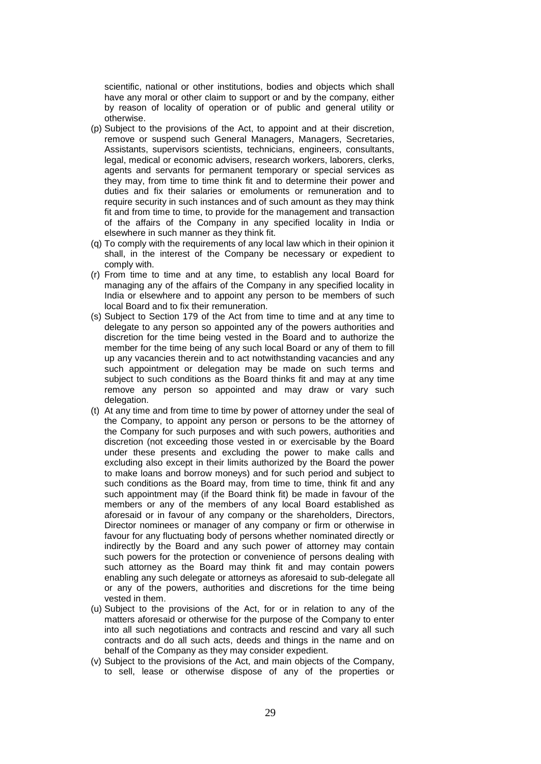scientific, national or other institutions, bodies and objects which shall have any moral or other claim to support or and by the company, either by reason of locality of operation or of public and general utility or otherwise.

(p) Subject to the provisions of the Act, to appoint and at their discretion, remove or suspend such General Managers, Managers, Secretaries, Assistants, supervisors scientists, technicians, engineers, consultants, legal, medical or economic advisers, research workers, laborers, clerks, agents and servants for permanent temporary or special services as they may, from time to time think fit and to determine their power and duties and fix their salaries or emoluments or remuneration and to require security in such instances and of such amount as they may think fit and from time to time, to provide for the management and transaction of the affairs of the Company in any specified locality in India or elsewhere in such manner as they think fit.

(q) To comply with the requirements of any local law which in their opinion it shall, in the interest of the Company be necessary or expedient to comply with.

(r) From time to time and at any time, to establish any local Board for managing any of the affairs of the Company in any specified locality in India or elsewhere and to appoint any person to be members of such local Board and to fix their remuneration.

(s) Subject to Section 179 of the Act from time to time and at any time to delegate to any person so appointed any of the powers authorities and discretion for the time being vested in the Board and to authorize the member for the time being of any such local Board or any of them to fill up any vacancies therein and to act notwithstanding vacancies and any such appointment or delegation may be made on such terms and subject to such conditions as the Board thinks fit and may at any time remove any person so appointed and may draw or vary such delegation.

(t) At any time and from time to time by power of attorney under the seal of the Company, to appoint any person or persons to be the attorney of the Company for such purposes and with such powers, authorities and discretion (not exceeding those vested in or exercisable by the Board under these presents and excluding the power to make calls and excluding also except in their limits authorized by the Board the power to make loans and borrow moneys) and for such period and subject to such conditions as the Board may, from time to time, think fit and any such appointment may (if the Board think fit) be made in favour of the members or any of the members of any local Board established as aforesaid or in favour of any company or the shareholders, Directors, Director nominees or manager of any company or firm or otherwise in favour for any fluctuating body of persons whether nominated directly or indirectly by the Board and any such power of attorney may contain such powers for the protection or convenience of persons dealing with such attorney as the Board may think fit and may contain powers enabling any such delegate or attorneys as aforesaid to sub-delegate all or any of the powers, authorities and discretions for the time being vested in them.

(u) Subject to the provisions of the Act, for or in relation to any of the matters aforesaid or otherwise for the purpose of the Company to enter into all such negotiations and contracts and rescind and vary all such contracts and do all such acts, deeds and things in the name and on behalf of the Company as they may consider expedient.

(v) Subject to the provisions of the Act, and main objects of the Company, to sell, lease or otherwise dispose of any of the properties or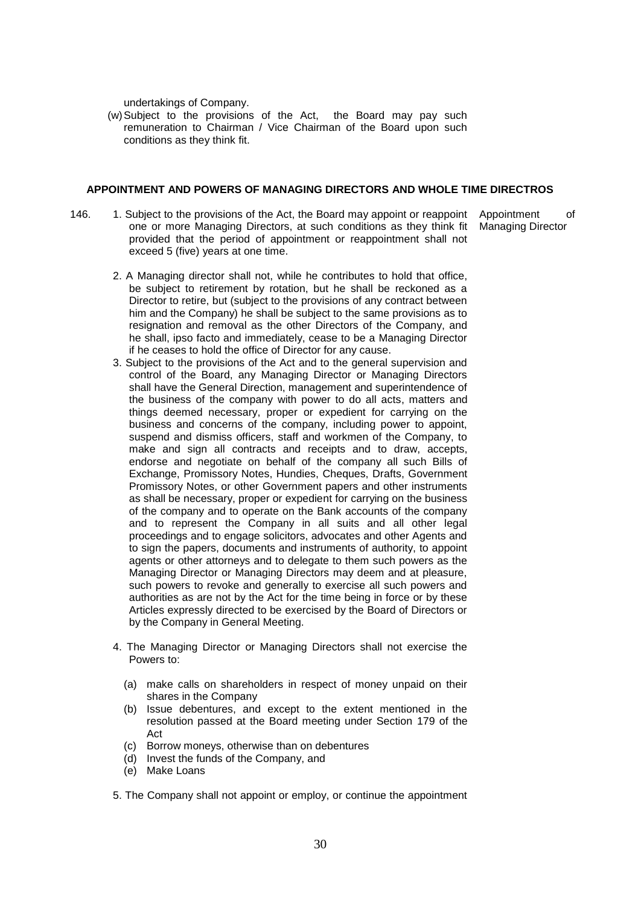undertakings of Company.

(w) Subject to the provisions of the Act, the Board may pay such remuneration to Chairman / Vice Chairman of the Board upon such conditions as they think fit.

**APPOINTMENT AND POWERS OF MANAGING DIRECTORS AND WHOLE TIME DIRECTROS**

146. *Appointment of Managing Director*

1. Subject to the provisions of the Act, the Board may appoint or reappoint one or more Managing Directors, at such conditions as they think fit provided that the period of appointment or reappointment shall not exceed 5 (five) years at one time.

2. A Managing director shall not, while he contributes to hold that office, be subject to retirement by rotation, but he shall be reckoned as a Director to retire, but (subject to the provisions of any contract between him and the Company) he shall be subject to the same provisions as to resignation and removal as the other Directors of the Company, and he shall, ipso facto and immediately, cease to be a Managing Director if he ceases to hold the office of Director for any cause.

3. Subject to the provisions of the Act and to the general supervision and control of the Board, any Managing Director or Managing Directors shall have the General Direction, management and superintendence of the business of the company with power to do all acts, matters and things deemed necessary, proper or expedient for carrying on the business and concerns of the company, including power to appoint, suspend and dismiss officers, staff and workmen of the Company, to make and sign all contracts and receipts and to draw, accepts, endorse and negotiate on behalf of the company all such Bills of Exchange, Promissory Notes, Hundies, Cheques, Drafts, Government Promissory Notes, or other Government papers and other instruments as shall be necessary, proper or expedient for carrying on the business of the company and to operate on the Bank accounts of the company and to represent the Company in all suits and all other legal proceedings and to engage solicitors, advocates and other Agents and to sign the papers, documents and instruments of authority, to appoint agents or other attorneys and to delegate to them such powers as the Managing Director or Managing Directors may deem and at pleasure, such powers to revoke and generally to exercise all such powers and authorities as are not by the Act for the time being in force or by these Articles expressly directed to be exercised by the Board of Directors or by the Company in General Meeting.

4. The Managing Director or Managing Directors shall not exercise the Powers to:

   (a) make calls on shareholders in respect of money unpaid on their shares in the Company
   (b) Issue debentures, and except to the extent mentioned in the resolution passed at the Board meeting under Section 179 of the Act
   (c) Borrow moneys, otherwise than on debentures
   (d) Invest the funds of the Company, and
   (e) Make Loans

5. The Company shall not appoint or employ, or continue the appointment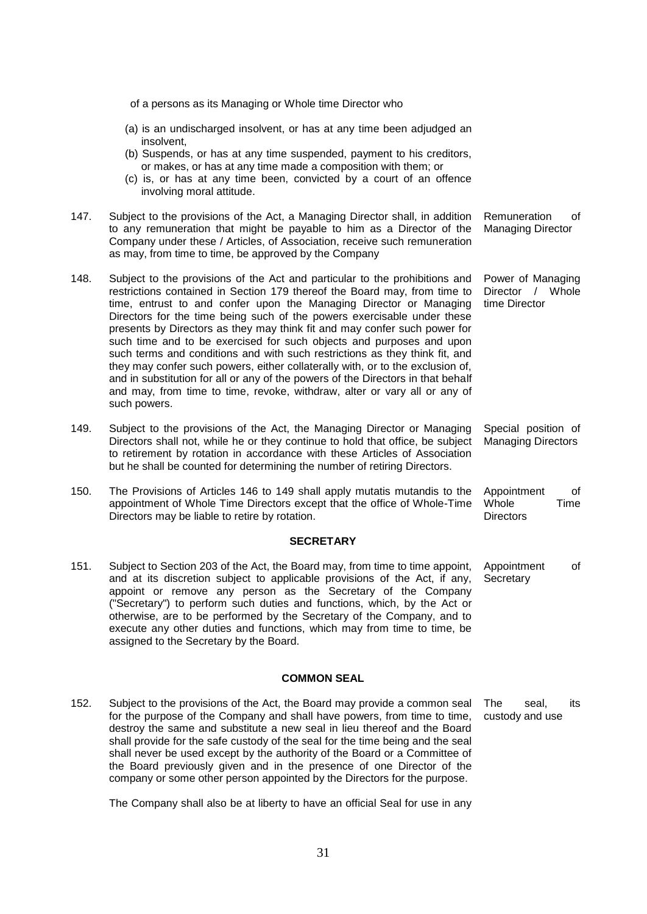of a persons as its Managing or Whole time Director who

(a) is an undischarged insolvent, or has at any time been adjudged an insolvent,

(b) Suspends, or has at any time suspended, payment to his creditors, or makes, or has at any time made a composition with them; or

(c) is, or has at any time been, convicted by a court of an offence involving moral attitude.

147. Subject to the provisions of the Act, a Managing Director shall, in addition to any remuneration that might be payable to him as a Director of the Company under these / Articles, of Association, receive such remuneration as may, from time to time, be approved by the Company

*Remuneration of Managing Director*

148. Subject to the provisions of the Act and particular to the prohibitions and restrictions contained in Section 179 thereof the Board may, from time to time, entrust to and confer upon the Managing Director or Managing Directors for the time being such of the powers exercisable under these presents by Directors as they may think fit and may confer such power for such time and to be exercised for such objects and purposes and upon such terms and conditions and with such restrictions as they think fit, and they may confer such powers, either collaterally with, or to the exclusion of, and in substitution for all or any of the powers of the Directors in that behalf and may, from time to time, revoke, withdraw, alter or vary all or any of such powers.

*Power of Managing Director / Whole time Director*

149. Subject to the provisions of the Act, the Managing Director or Managing Directors shall not, while he or they continue to hold that office, be subject to retirement by rotation in accordance with these Articles of Association but he shall be counted for determining the number of retiring Directors.

*Special position of Managing Directors*

150. The Provisions of Articles 146 to 149 shall apply mutatis mutandis to the appointment of Whole Time Directors except that the office of Whole-Time Directors may be liable to retire by rotation.

*Appointment of Whole Time Directors*

## SECRETARY

151. Subject to Section 203 of the Act, the Board may, from time to time appoint, and at its discretion subject to applicable provisions of the Act, if any, appoint or remove any person as the Secretary of the Company ("Secretary") to perform such duties and functions, which, by the Act or otherwise, are to be performed by the Secretary of the Company, and to execute any other duties and functions, which may from time to time, be assigned to the Secretary by the Board.

*Appointment of Secretary*

## COMMON SEAL

152. Subject to the provisions of the Act, the Board may provide a common seal for the purpose of the Company and shall have powers, from time to time, destroy the same and substitute a new seal in lieu thereof and the Board shall provide for the safe custody of the seal for the time being and the seal shall never be used except by the authority of the Board or a Committee of the Board previously given and in the presence of one Director of the company or some other person appointed by the Directors for the purpose.

*The seal, its custody and use*

The Company shall also be at liberty to have an official Seal for use in any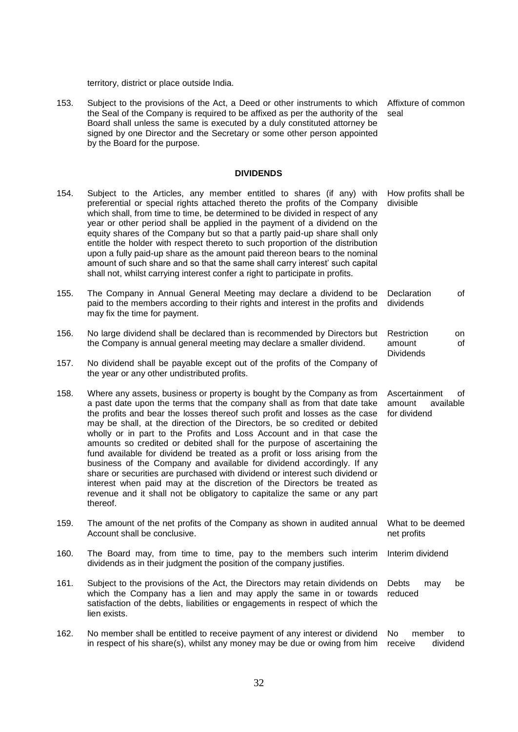territory, district or place outside India.

153. Subject to the provisions of the Act, a Deed or other instruments to which the Seal of the Company is required to be affixed as per the authority of the Board shall unless the same is executed by a duly constituted attorney be signed by one Director and the Secretary or some other person appointed by the Board for the purpose. *Affixture of common seal*

## DIVIDENDS

154. Subject to the Articles, any member entitled to shares (if any) with preferential or special rights attached thereto the profits of the Company which shall, from time to time, be determined to be divided in respect of any year or other period shall be applied in the payment of a dividend on the equity shares of the Company but so that a partly paid-up share shall only entitle the holder with respect thereto to such proportion of the distribution upon a fully paid-up share as the amount paid thereon bears to the nominal amount of such share and so that the same shall carry interest' such capital shall not, whilst carrying interest confer a right to participate in profits. *How profits shall be divisible*

155. The Company in Annual General Meeting may declare a dividend to be paid to the members according to their rights and interest in the profits and may fix the time for payment. *Declaration of dividends*

156. No large dividend shall be declared than is recommended by Directors but the Company is annual general meeting may declare a smaller dividend. *Restriction on amount of Dividends*

157. No dividend shall be payable except out of the profits of the Company of the year or any other undistributed profits.

158. Where any assets, business or property is bought by the Company as from a past date upon the terms that the company shall as from that date take the profits and bear the losses thereof such profit and losses as the case may be shall, at the direction of the Directors, be so credited or debited wholly or in part to the Profits and Loss Account and in that case the amounts so credited or debited shall for the purpose of ascertaining the fund available for dividend be treated as a profit or loss arising from the business of the Company and available for dividend accordingly. If any share or securities are purchased with dividend or interest such dividend or interest when paid may at the discretion of the Directors be treated as revenue and it shall not be obligatory to capitalize the same or any part thereof. *Ascertainment of amount available for dividend*

159. The amount of the net profits of the Company as shown in audited annual Account shall be conclusive. *What to be deemed net profits*

160. The Board may, from time to time, pay to the members such interim dividends as in their judgment the position of the company justifies. *Interim dividend*

161. Subject to the provisions of the Act, the Directors may retain dividends on which the Company has a lien and may apply the same in or towards satisfaction of the debts, liabilities or engagements in respect of which the lien exists. *Debts may be reduced*

162. No member shall be entitled to receive payment of any interest or dividend in respect of his share(s), whilst any money may be due or owing from him *No member to receive dividend*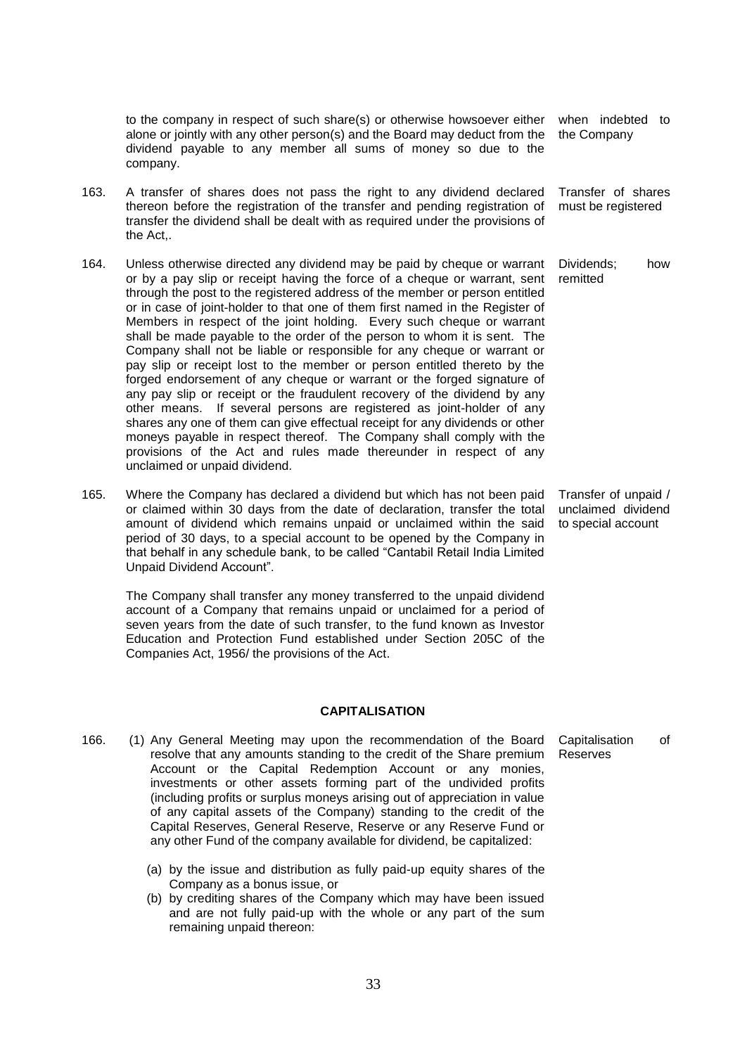to the company in respect of such share(s) or otherwise howsoever either alone or jointly with any other person(s) and the Board may deduct from the dividend payable to any member all sums of money so due to the company.

*when indebted to the Company*

163. A transfer of shares does not pass the right to any dividend declared thereon before the registration of the transfer and pending registration of transfer the dividend shall be dealt with as required under the provisions of the Act,.

*Transfer of shares must be registered*

164. Unless otherwise directed any dividend may be paid by cheque or warrant or by a pay slip or receipt having the force of a cheque or warrant, sent through the post to the registered address of the member or person entitled or in case of joint-holder to that one of them first named in the Register of Members in respect of the joint holding. Every such cheque or warrant shall be made payable to the order of the person to whom it is sent. The Company shall not be liable or responsible for any cheque or warrant or pay slip or receipt lost to the member or person entitled thereto by the forged endorsement of any cheque or warrant or the forged signature of any pay slip or receipt or the fraudulent recovery of the dividend by any other means. If several persons are registered as joint-holder of any shares any one of them can give effectual receipt for any dividends or other moneys payable in respect thereof. The Company shall comply with the provisions of the Act and rules made thereunder in respect of any unclaimed or unpaid dividend.

*Dividends; how remitted*

165. Where the Company has declared a dividend but which has not been paid or claimed within 30 days from the date of declaration, transfer the total amount of dividend which remains unpaid or unclaimed within the said period of 30 days, to a special account to be opened by the Company in that behalf in any schedule bank, to be called "Cantabil Retail India Limited Unpaid Dividend Account".

*Transfer of unpaid / unclaimed dividend to special account*

The Company shall transfer any money transferred to the unpaid dividend account of a Company that remains unpaid or unclaimed for a period of seven years from the date of such transfer, to the fund known as Investor Education and Protection Fund established under Section 205C of the Companies Act, 1956/ the provisions of the Act.

## CAPITALISATION

166. (1) Any General Meeting may upon the recommendation of the Board resolve that any amounts standing to the credit of the Share premium Account or the Capital Redemption Account or any monies, investments or other assets forming part of the undivided profits (including profits or surplus moneys arising out of appreciation in value of any capital assets of the Company) standing to the credit of the Capital Reserves, General Reserve, Reserve or any Reserve Fund or any other Fund of the company available for dividend, be capitalized:

*Capitalisation of Reserves*

   (a) by the issue and distribution as fully paid-up equity shares of the Company as a bonus issue, or
   
   (b) by crediting shares of the Company which may have been issued and are not fully paid-up with the whole or any part of the sum remaining unpaid thereon: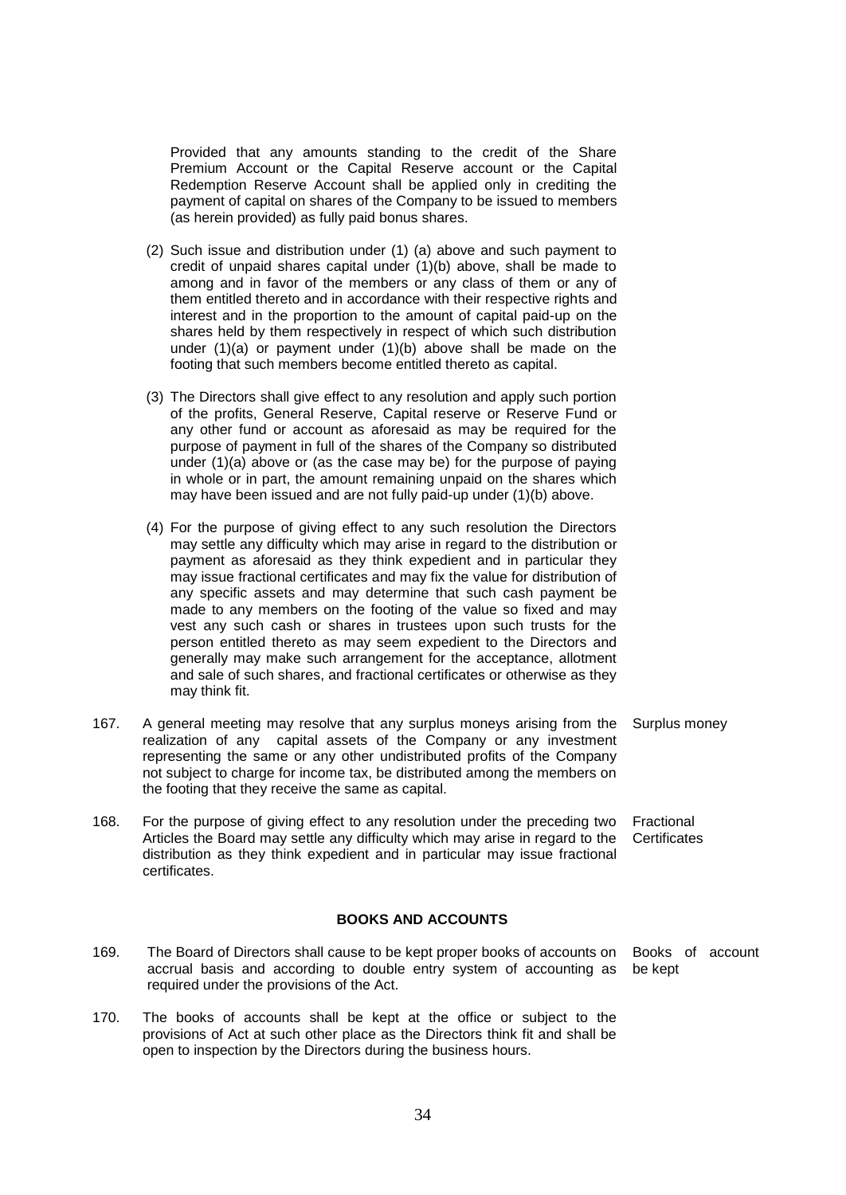Provided that any amounts standing to the credit of the Share Premium Account or the Capital Reserve account or the Capital Redemption Reserve Account shall be applied only in crediting the payment of capital on shares of the Company to be issued to members (as herein provided) as fully paid bonus shares.

(2) Such issue and distribution under (1) (a) above and such payment to credit of unpaid shares capital under (1)(b) above, shall be made to among and in favor of the members or any class of them or any of them entitled thereto and in accordance with their respective rights and interest and in the proportion to the amount of capital paid-up on the shares held by them respectively in respect of which such distribution under (1)(a) or payment under (1)(b) above shall be made on the footing that such members become entitled thereto as capital.

(3) The Directors shall give effect to any resolution and apply such portion of the profits, General Reserve, Capital reserve or Reserve Fund or any other fund or account as aforesaid as may be required for the purpose of payment in full of the shares of the Company so distributed under (1)(a) above or (as the case may be) for the purpose of paying in whole or in part, the amount remaining unpaid on the shares which may have been issued and are not fully paid-up under (1)(b) above.

(4) For the purpose of giving effect to any such resolution the Directors may settle any difficulty which may arise in regard to the distribution or payment as aforesaid as they think expedient and in particular they may issue fractional certificates and may fix the value for distribution of any specific assets and may determine that such cash payment be made to any members on the footing of the value so fixed and may vest any such cash or shares in trustees upon such trusts for the person entitled thereto as may seem expedient to the Directors and generally may make such arrangement for the acceptance, allotment and sale of such shares, and fractional certificates or otherwise as they may think fit.

167. A general meeting may resolve that any surplus moneys arising from the realization of any capital assets of the Company or any investment representing the same or any other undistributed profits of the Company not subject to charge for income tax, be distributed among the members on the footing that they receive the same as capital. *Surplus money*

168. For the purpose of giving effect to any resolution under the preceding two Articles the Board may settle any difficulty which may arise in regard to the distribution as they think expedient and in particular may issue fractional certificates. *Fractional Certificates*

## BOOKS AND ACCOUNTS

169. The Board of Directors shall cause to be kept proper books of accounts on accrual basis and according to double entry system of accounting as required under the provisions of the Act. *Books of account be kept*

170. The books of accounts shall be kept at the office or subject to the provisions of Act at such other place as the Directors think fit and shall be open to inspection by the Directors during the business hours.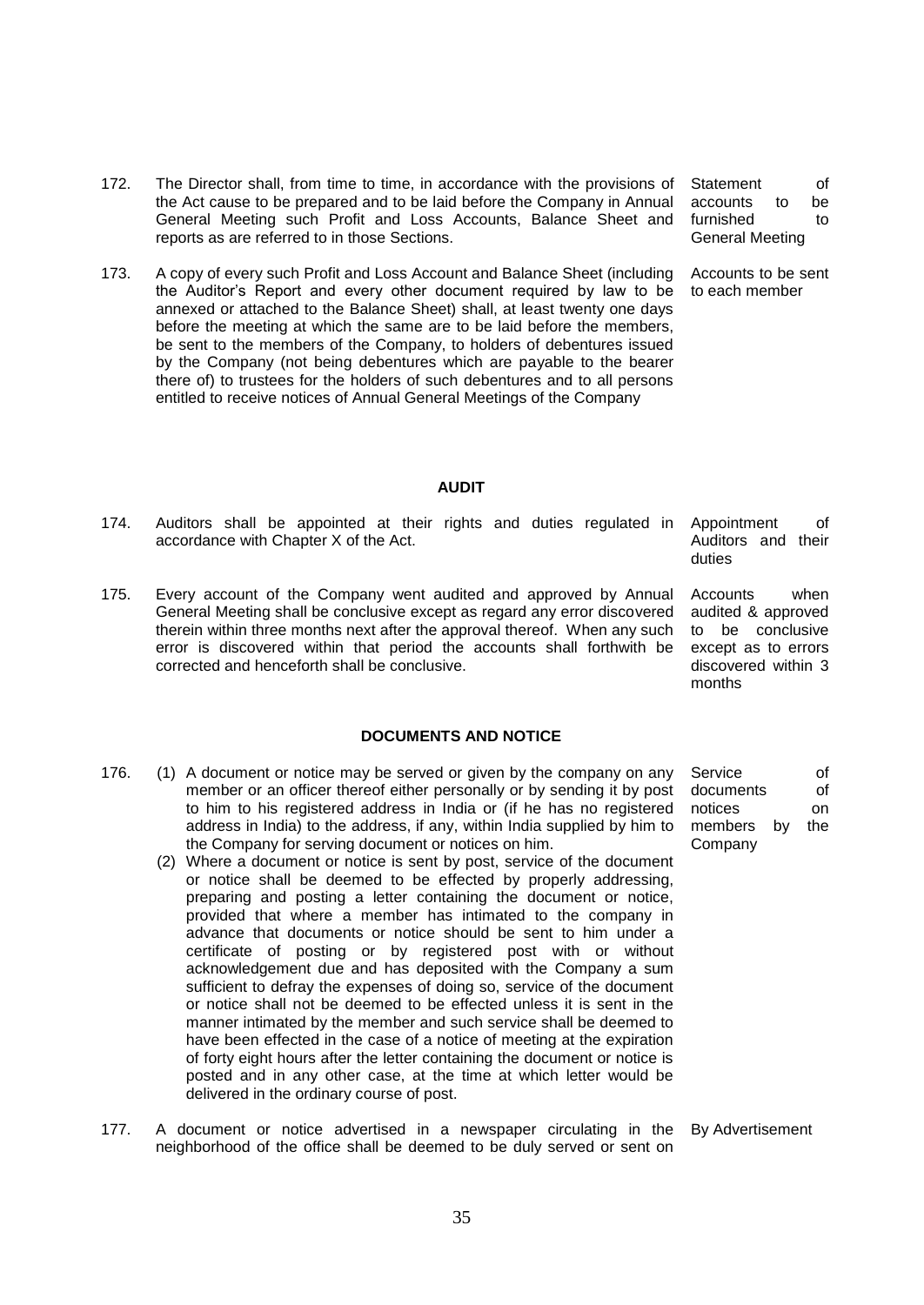172. The Director shall, from time to time, in accordance with the provisions of the Act cause to be prepared and to be laid before the Company in Annual General Meeting such Profit and Loss Accounts, Balance Sheet and reports as are referred to in those Sections. — *Statement of accounts to be furnished to General Meeting*

173. A copy of every such Profit and Loss Account and Balance Sheet (including the Auditor's Report and every other document required by law to be annexed or attached to the Balance Sheet) shall, at least twenty one days before the meeting at which the same are to be laid before the members, be sent to the members of the Company, to holders of debentures issued by the Company (not being debentures which are payable to the bearer there of) to trustees for the holders of such debentures and to all persons entitled to receive notices of Annual General Meetings of the Company — *Accounts to be sent to each member*

## AUDIT

174. Auditors shall be appointed at their rights and duties regulated in accordance with Chapter X of the Act. — *Appointment of Auditors and their duties*

175. Every account of the Company went audited and approved by Annual General Meeting shall be conclusive except as regard any error discovered therein within three months next after the approval thereof. When any such error is discovered within that period the accounts shall forthwith be corrected and henceforth shall be conclusive. — *Accounts when audited & approved to be conclusive except as to errors discovered within 3 months*

## DOCUMENTS AND NOTICE

176. (1) A document or notice may be served or given by the company on any member or an officer thereof either personally or by sending it by post to him to his registered address in India or (if he has no registered address in India) to the address, if any, within India supplied by him to the Company for serving document or notices on him. — *Service of documents of notices on members by the Company*

(2) Where a document or notice is sent by post, service of the document or notice shall be deemed to be effected by properly addressing, preparing and posting a letter containing the document or notice, provided that where a member has intimated to the company in advance that documents or notice should be sent to him under a certificate of posting or by registered post with or without acknowledgement due and has deposited with the Company a sum sufficient to defray the expenses of doing so, service of the document or notice shall not be deemed to be effected unless it is sent in the manner intimated by the member and such service shall be deemed to have been effected in the case of a notice of meeting at the expiration of forty eight hours after the letter containing the document or notice is posted and in any other case, at the time at which letter would be delivered in the ordinary course of post.

177. A document or notice advertised in a newspaper circulating in the neighborhood of the office shall be deemed to be duly served or sent on — *By Advertisement*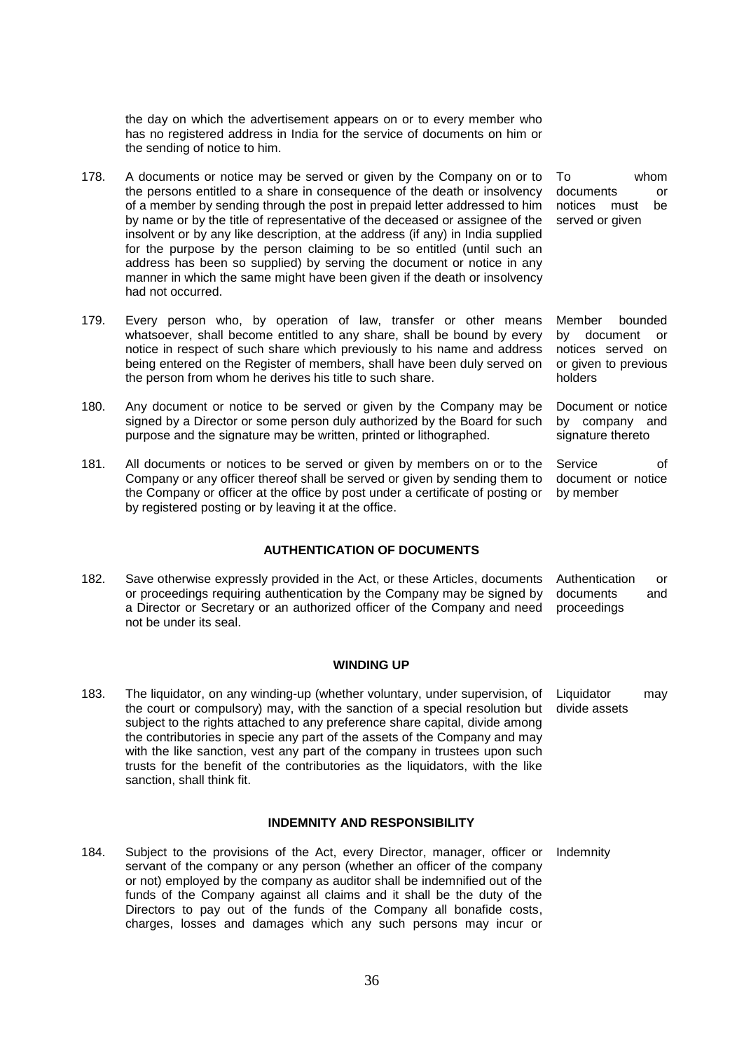the day on which the advertisement appears on or to every member who has no registered address in India for the service of documents on him or the sending of notice to him.

178. A documents or notice may be served or given by the Company on or to the persons entitled to a share in consequence of the death or insolvency of a member by sending through the post in prepaid letter addressed to him by name or by the title of representative of the deceased or assignee of the insolvent or by any like description, at the address (if any) in India supplied for the purpose by the person claiming to be so entitled (until such an address has been so supplied) by serving the document or notice in any manner in which the same might have been given if the death or insolvency had not occurred. *To whom documents or notices must be served or given*

179. Every person who, by operation of law, transfer or other means whatsoever, shall become entitled to any share, shall be bound by every notice in respect of such share which previously to his name and address being entered on the Register of members, shall have been duly served on the person from whom he derives his title to such share. *Member bounded by document or notices served on or given to previous holders*

180. Any document or notice to be served or given by the Company may be signed by a Director or some person duly authorized by the Board for such purpose and the signature may be written, printed or lithographed. *Document or notice by company and signature thereto*

181. All documents or notices to be served or given by members on or to the Company or any officer thereof shall be served or given by sending them to the Company or officer at the office by post under a certificate of posting or by registered posting or by leaving it at the office. *Service of document or notice by member*

## AUTHENTICATION OF DOCUMENTS

182. Save otherwise expressly provided in the Act, or these Articles, documents or proceedings requiring authentication by the Company may be signed by a Director or Secretary or an authorized officer of the Company and need not be under its seal. *Authentication or documents and proceedings*

## WINDING UP

183. The liquidator, on any winding-up (whether voluntary, under supervision, of the court or compulsory) may, with the sanction of a special resolution but subject to the rights attached to any preference share capital, divide among the contributories in specie any part of the assets of the Company and may with the like sanction, vest any part of the company in trustees upon such trusts for the benefit of the contributories as the liquidators, with the like sanction, shall think fit. *Liquidator may divide assets*

## INDEMNITY AND RESPONSIBILITY

184. Subject to the provisions of the Act, every Director, manager, officer or servant of the company or any person (whether an officer of the company or not) employed by the company as auditor shall be indemnified out of the funds of the Company against all claims and it shall be the duty of the Directors to pay out of the funds of the Company all bonafide costs, charges, losses and damages which any such persons may incur or *Indemnity*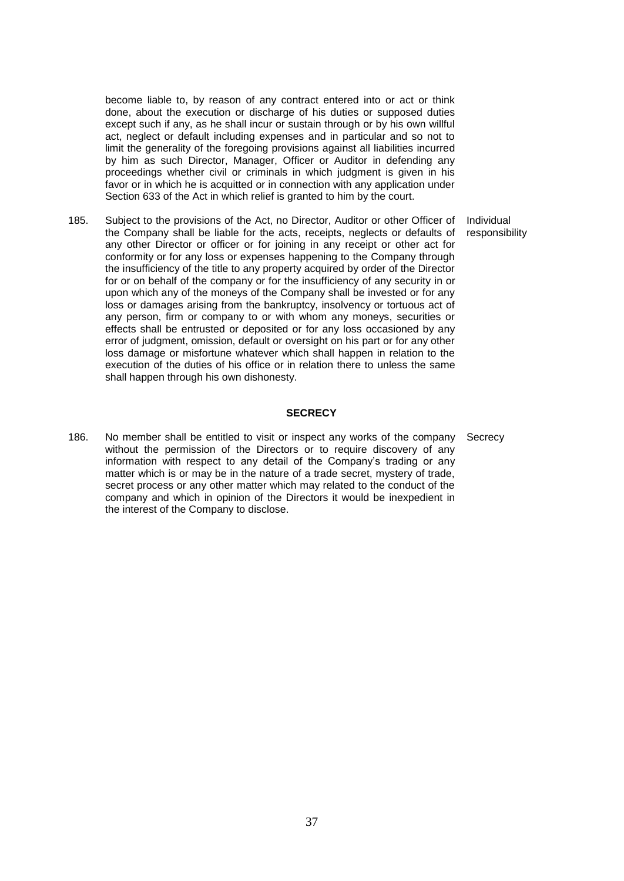become liable to, by reason of any contract entered into or act or think done, about the execution or discharge of his duties or supposed duties except such if any, as he shall incur or sustain through or by his own willful act, neglect or default including expenses and in particular and so not to limit the generality of the foregoing provisions against all liabilities incurred by him as such Director, Manager, Officer or Auditor in defending any proceedings whether civil or criminals in which judgment is given in his favor or in which he is acquitted or in connection with any application under Section 633 of the Act in which relief is granted to him by the court.

185. Subject to the provisions of the Act, no Director, Auditor or other Officer of the Company shall be liable for the acts, receipts, neglects or defaults of any other Director or officer or for joining in any receipt or other act for conformity or for any loss or expenses happening to the Company through the insufficiency of the title to any property acquired by order of the Director for or on behalf of the company or for the insufficiency of any security in or upon which any of the moneys of the Company shall be invested or for any loss or damages arising from the bankruptcy, insolvency or tortuous act of any person, firm or company to or with whom any moneys, securities or effects shall be entrusted or deposited or for any loss occasioned by any error of judgment, omission, default or oversight on his part or for any other loss damage or misfortune whatever which shall happen in relation to the execution of the duties of his office or in relation there to unless the same shall happen through his own dishonesty. *Individual responsibility*

## SECRECY

186. No member shall be entitled to visit or inspect any works of the company without the permission of the Directors or to require discovery of any information with respect to any detail of the Company's trading or any matter which is or may be in the nature of a trade secret, mystery of trade, secret process or any other matter which may related to the conduct of the company and which in opinion of the Directors it would be inexpedient in the interest of the Company to disclose. *Secrecy*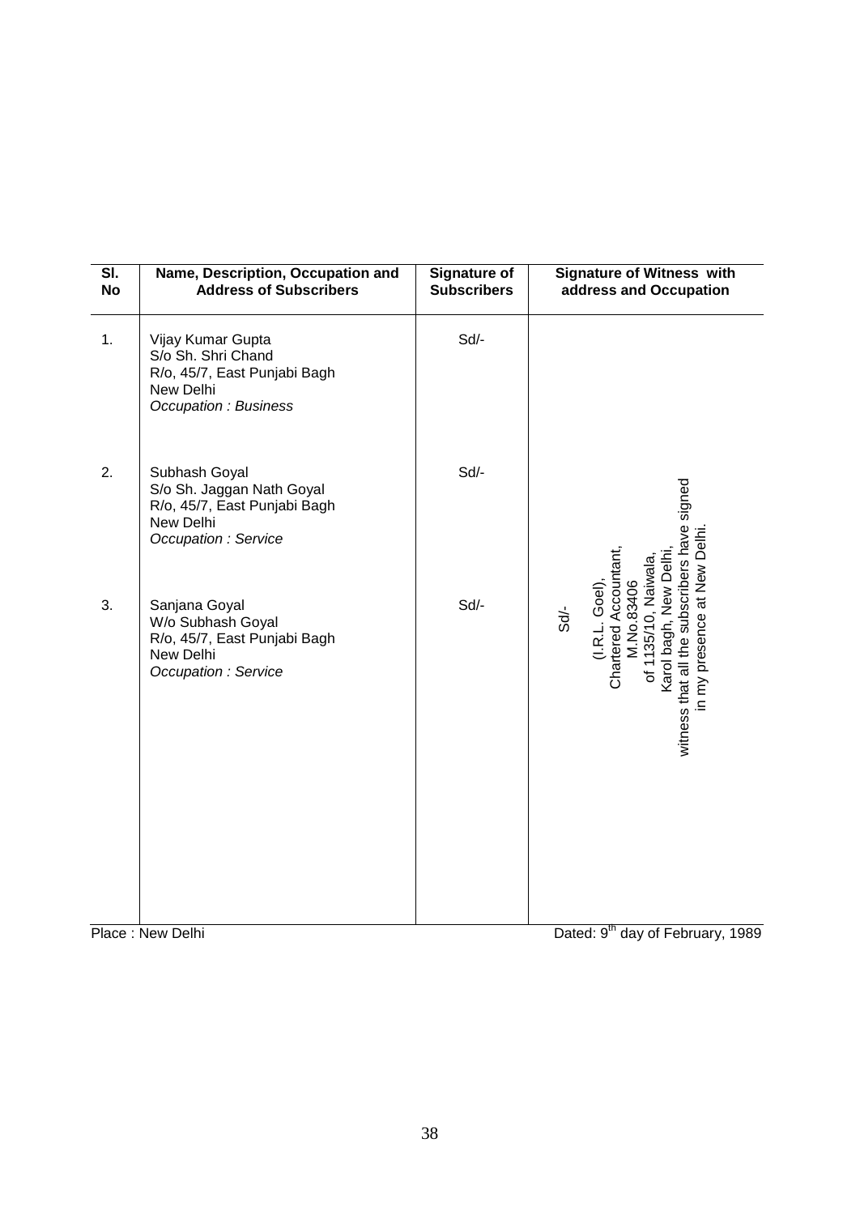| Sl. No | Name, Description, Occupation and Address of Subscribers | Signature of Subscribers | Signature of Witness with address and Occupation |
|---|---|---|---|
| 1. | Vijay Kumar Gupta<br>S/o Sh. Shri Chand<br>R/o, 45/7, East Punjabi Bagh<br>New Delhi<br>*Occupation : Business* | Sd/- | Sd/-<br>(I.R.L. Goel),<br>Chartered Accountant,<br>M.No.83406<br>of 1135/10, Naiwala,<br>Karol bagh, New Delhi,<br>witness that all the subscribers have signed in my presence at New Delhi. |
| 2. | Subhash Goyal<br>S/o Sh. Jaggan Nath Goyal<br>R/o, 45/7, East Punjabi Bagh<br>New Delhi<br>*Occupation : Service* | Sd/- | |
| 3. | Sanjana Goyal<br>W/o Subhash Goyal<br>R/o, 45/7, East Punjabi Bagh<br>New Delhi<br>*Occupation : Service* | Sd/- | |

Place : New Delhi

Dated: 9th day of February, 1989